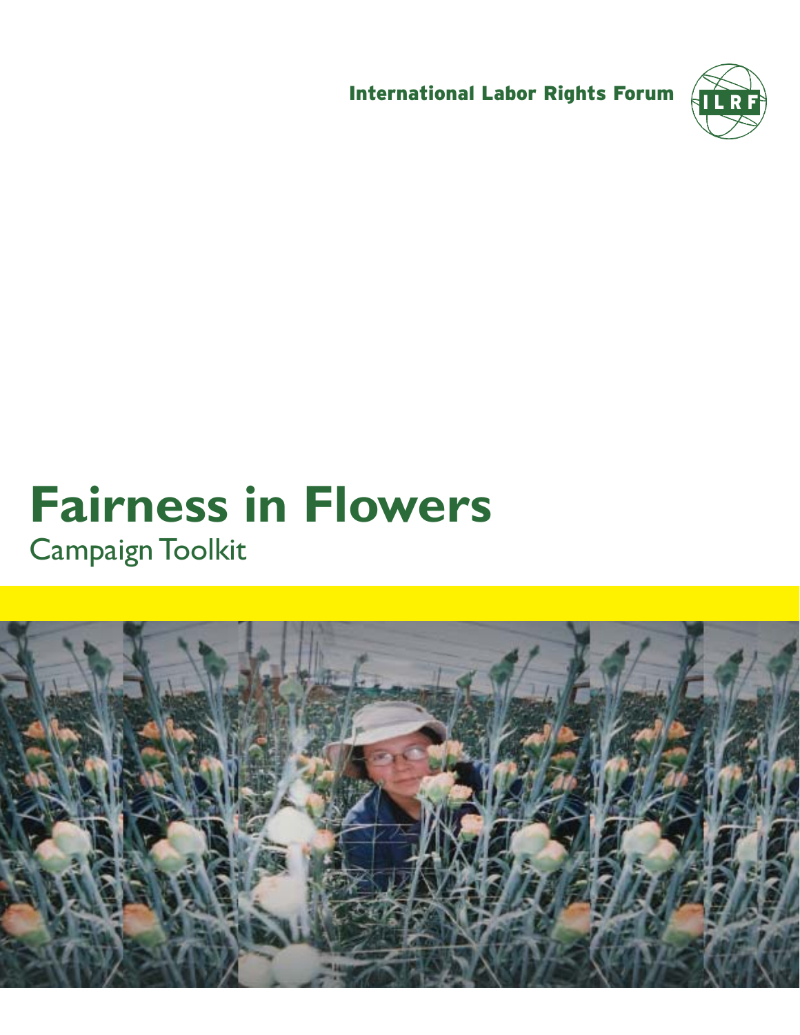International Labor Rights Forum

ILRF

# Fairness in Flowers

Campaign Toolkit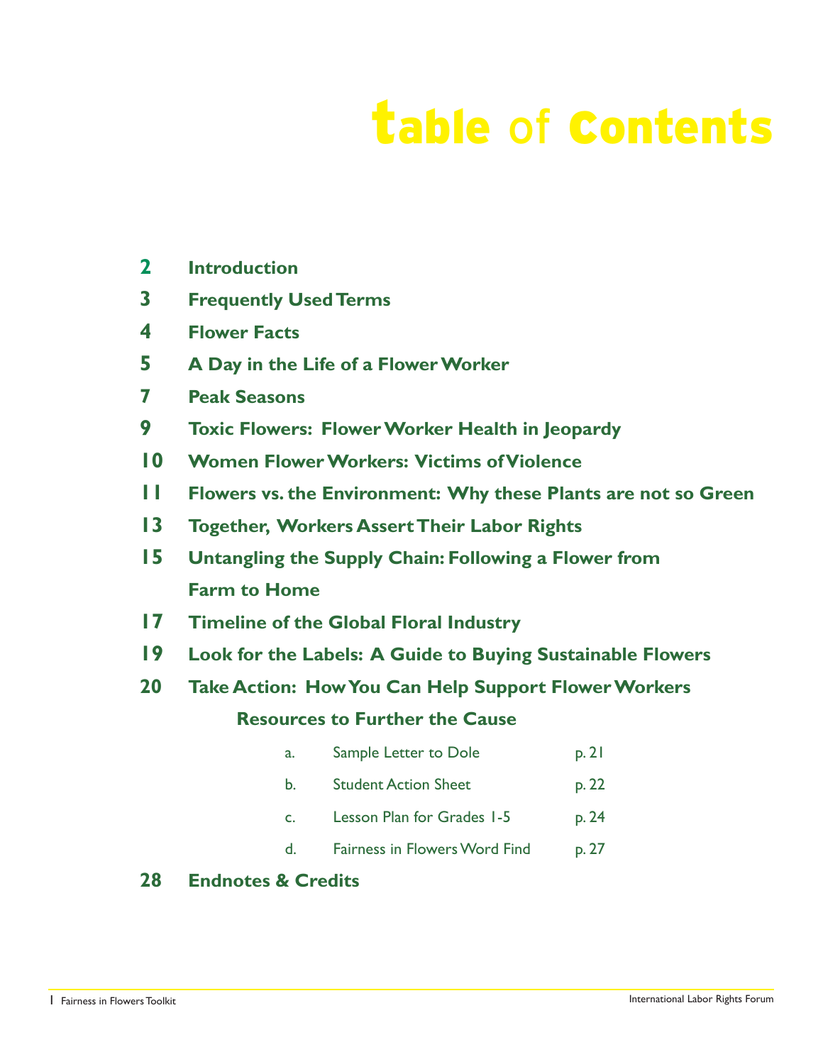# table of Contents

**2** **Introduction**

**3** **Frequently Used Terms**

**4** **Flower Facts**

**5** **A Day in the Life of a Flower Worker**

**7** **Peak Seasons**

**9** **Toxic Flowers: Flower Worker Health in Jeopardy**

**10** **Women Flower Workers: Victims of Violence**

**11** **Flowers vs. the Environment: Why these Plants are not so Green**

**13** **Together, Workers Assert Their Labor Rights**

**15** **Untangling the Supply Chain: Following a Flower from Farm to Home**

**17** **Timeline of the Global Floral Industry**

**19** **Look for the Labels: A Guide to Buying Sustainable Flowers**

**20** **Take Action: How You Can Help Support Flower Workers**

**Resources to Further the Cause**

| | | |
|---|---|---|
| a. | Sample Letter to Dole | p. 21 |
| b. | Student Action Sheet | p. 22 |
| c. | Lesson Plan for Grades 1-5 | p. 24 |
| d. | Fairness in Flowers Word Find | p. 27 |

**28** **Endnotes & Credits**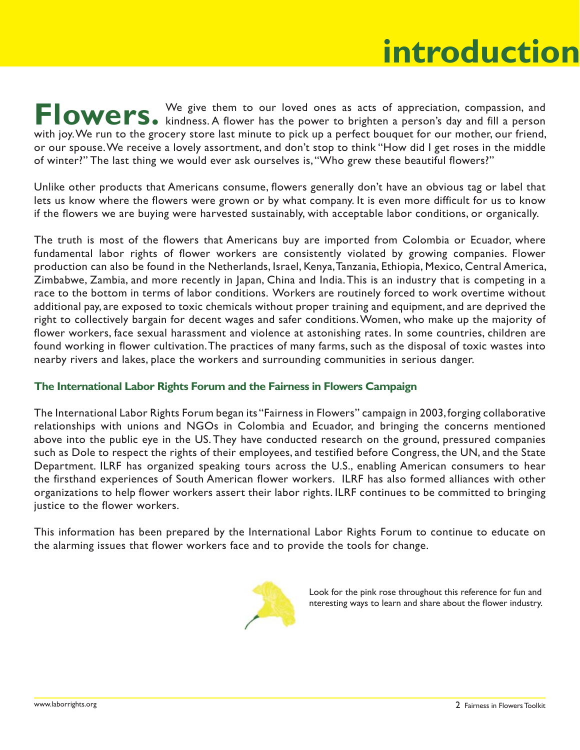# introduction

**Flowers.** We give them to our loved ones as acts of appreciation, compassion, and kindness. A flower has the power to brighten a person's day and fill a person with joy. We run to the grocery store last minute to pick up a perfect bouquet for our mother, our friend, or our spouse. We receive a lovely assortment, and don't stop to think "How did I get roses in the middle of winter?" The last thing we would ever ask ourselves is, "Who grew these beautiful flowers?"

Unlike other products that Americans consume, flowers generally don't have an obvious tag or label that lets us know where the flowers were grown or by what company. It is even more difficult for us to know if the flowers we are buying were harvested sustainably, with acceptable labor conditions, or organically.

The truth is most of the flowers that Americans buy are imported from Colombia or Ecuador, where fundamental labor rights of flower workers are consistently violated by growing companies. Flower production can also be found in the Netherlands, Israel, Kenya, Tanzania, Ethiopia, Mexico, Central America, Zimbabwe, Zambia, and more recently in Japan, China and India. This is an industry that is competing in a race to the bottom in terms of labor conditions. Workers are routinely forced to work overtime without additional pay, are exposed to toxic chemicals without proper training and equipment, and are deprived the right to collectively bargain for decent wages and safer conditions. Women, who make up the majority of flower workers, face sexual harassment and violence at astonishing rates. In some countries, children are found working in flower cultivation. The practices of many farms, such as the disposal of toxic wastes into nearby rivers and lakes, place the workers and surrounding communities in serious danger.

### The International Labor Rights Forum and the Fairness in Flowers Campaign

The International Labor Rights Forum began its "Fairness in Flowers" campaign in 2003, forging collaborative relationships with unions and NGOs in Colombia and Ecuador, and bringing the concerns mentioned above into the public eye in the US. They have conducted research on the ground, pressured companies such as Dole to respect the rights of their employees, and testified before Congress, the UN, and the State Department. ILRF has organized speaking tours across the U.S., enabling American consumers to hear the firsthand experiences of South American flower workers. ILRF has also formed alliances with other organizations to help flower workers assert their labor rights. ILRF continues to be committed to bringing justice to the flower workers.

This information has been prepared by the International Labor Rights Forum to continue to educate on the alarming issues that flower workers face and to provide the tools for change.

Look for the pink rose throughout this reference for fun and nteresting ways to learn and share about the flower industry.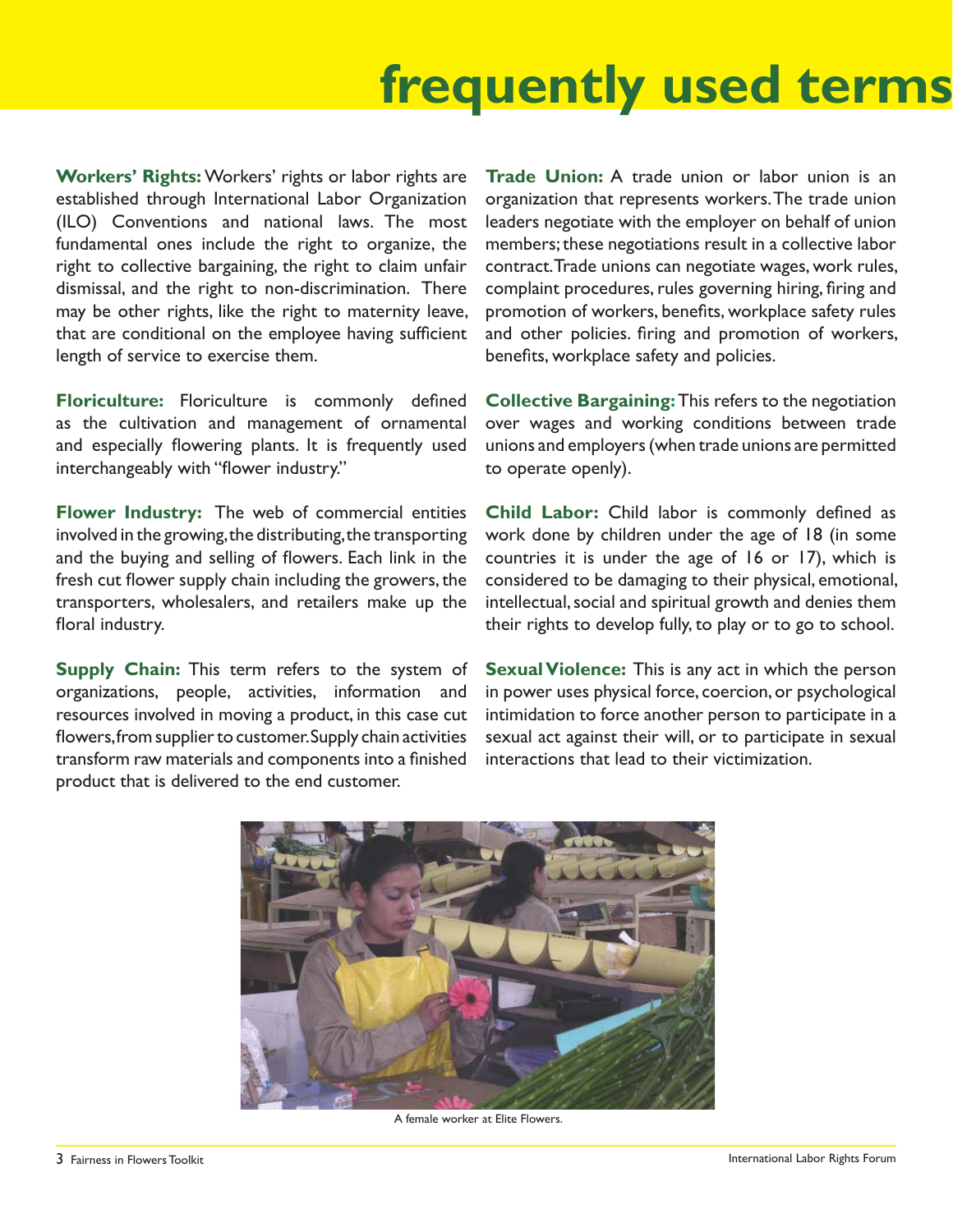# frequently used terms

**Workers' Rights:** Workers' rights or labor rights are established through International Labor Organization (ILO) Conventions and national laws. The most fundamental ones include the right to organize, the right to collective bargaining, the right to claim unfair dismissal, and the right to non-discrimination. There may be other rights, like the right to maternity leave, that are conditional on the employee having sufficient length of service to exercise them.

**Floriculture:** Floriculture is commonly defined as the cultivation and management of ornamental and especially flowering plants. It is frequently used interchangeably with "flower industry."

**Flower Industry:** The web of commercial entities involved in the growing, the distributing, the transporting and the buying and selling of flowers. Each link in the fresh cut flower supply chain including the growers, the transporters, wholesalers, and retailers make up the floral industry.

**Supply Chain:** This term refers to the system of organizations, people, activities, information and resources involved in moving a product, in this case cut flowers, from supplier to customer. Supply chain activities transform raw materials and components into a finished product that is delivered to the end customer.

**Trade Union:** A trade union or labor union is an organization that represents workers. The trade union leaders negotiate with the employer on behalf of union members; these negotiations result in a collective labor contract. Trade unions can negotiate wages, work rules, complaint procedures, rules governing hiring, firing and promotion of workers, benefits, workplace safety rules and other policies. firing and promotion of workers, benefits, workplace safety and policies.

**Collective Bargaining:** This refers to the negotiation over wages and working conditions between trade unions and employers (when trade unions are permitted to operate openly).

**Child Labor:** Child labor is commonly defined as work done by children under the age of 18 (in some countries it is under the age of 16 or 17), which is considered to be damaging to their physical, emotional, intellectual, social and spiritual growth and denies them their rights to develop fully, to play or to go to school.

**Sexual Violence:** This is any act in which the person in power uses physical force, coercion, or psychological intimidation to force another person to participate in a sexual act against their will, or to participate in sexual interactions that lead to their victimization.

A female worker at Elite Flowers.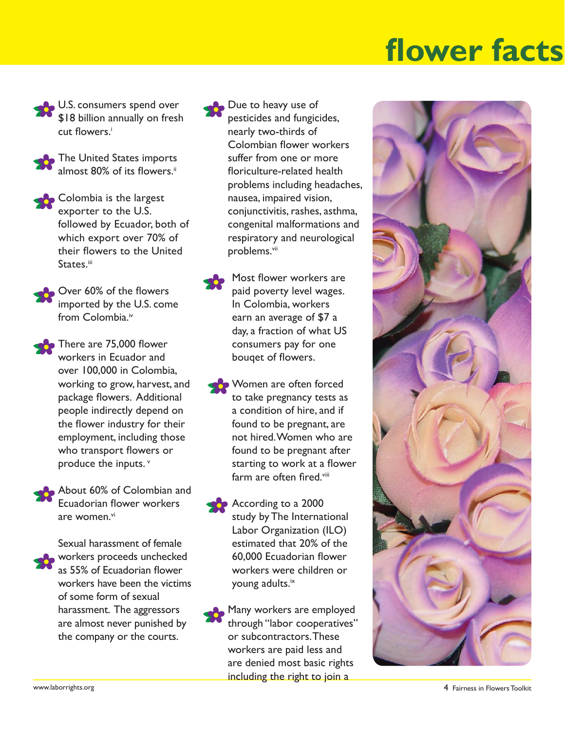# flower facts

- U.S. consumers spend over $18 billion annually on fresh cut flowers.[i]

- The United States imports almost 80% of its flowers.[ii]

- Colombia is the largest exporter to the U.S. followed by Ecuador, both of which export over 70% of their flowers to the United States.[iii]

- Over 60% of the flowers imported by the U.S. come from Colombia.[iv]

- There are 75,000 flower workers in Ecuador and over 100,000 in Colombia, working to grow, harvest, and package flowers. Additional people indirectly depend on the flower industry for their employment, including those who transport flowers or produce the inputs.[v]

- About 60% of Colombian and Ecuadorian flower workers are women.[vi]

- Sexual harassment of female workers proceeds unchecked as 55% of Ecuadorian flower workers have been the victims of some form of sexual harassment. The aggressors are almost never punished by the company or the courts.

- Due to heavy use of pesticides and fungicides, nearly two-thirds of Colombian flower workers suffer from one or more floriculture-related health problems including headaches, nausea, impaired vision, conjunctivitis, rashes, asthma, congenital malformations and respiratory and neurological problems.[vii]

- Most flower workers are paid poverty level wages. In Colombia, workers earn an average of $7 a day, a fraction of what US consumers pay for one bouqet of flowers.

- Women are often forced to take pregnancy tests as a condition of hire, and if found to be pregnant, are not hired. Women who are found to be pregnant after starting to work at a flower farm are often fired.[viii]

- According to a 2000 study by The International Labor Organization (ILO) estimated that 20% of the 60,000 Ecuadorian flower workers were children or young adults.[ix]

- Many workers are employed through "labor cooperatives" or subcontractors. These workers are paid less and are denied most basic rights including the right to join a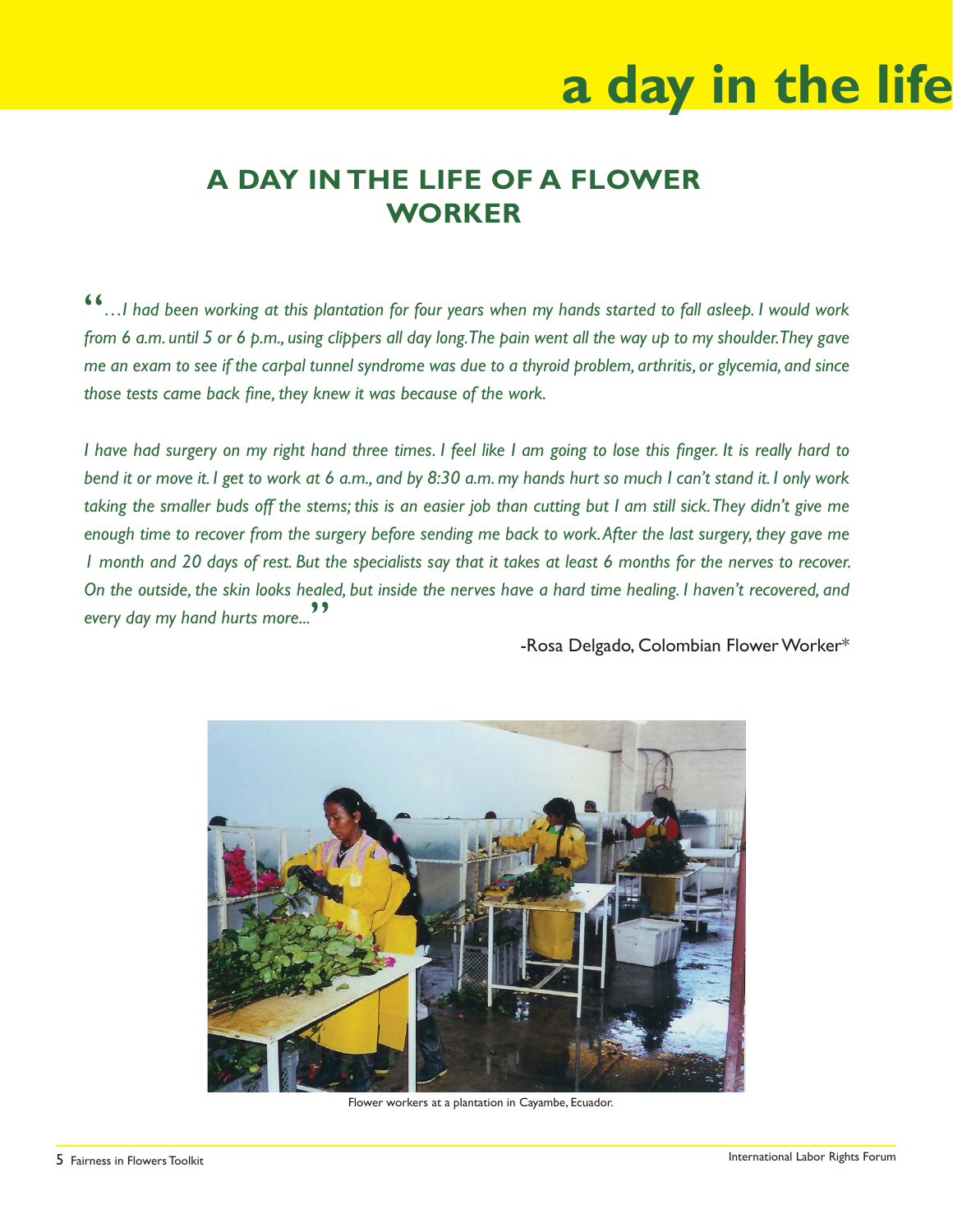# a day in the life

## A DAY IN THE LIFE OF A FLOWER WORKER

*"…I had been working at this plantation for four years when my hands started to fall asleep. I would work from 6 a.m. until 5 or 6 p.m., using clippers all day long. The pain went all the way up to my shoulder. They gave me an exam to see if the carpal tunnel syndrome was due to a thyroid problem, arthritis, or glycemia, and since those tests came back fine, they knew it was because of the work.*

*I have had surgery on my right hand three times. I feel like I am going to lose this finger. It is really hard to bend it or move it. I get to work at 6 a.m., and by 8:30 a.m. my hands hurt so much I can't stand it. I only work taking the smaller buds off the stems; this is an easier job than cutting but I am still sick. They didn't give me enough time to recover from the surgery before sending me back to work. After the last surgery, they gave me 1 month and 20 days of rest. But the specialists say that it takes at least 6 months for the nerves to recover. On the outside, the skin looks healed, but inside the nerves have a hard time healing. I haven't recovered, and every day my hand hurts more..."*

-Rosa Delgado, Colombian Flower Worker*

Flower workers at a plantation in Cayambe, Ecuador.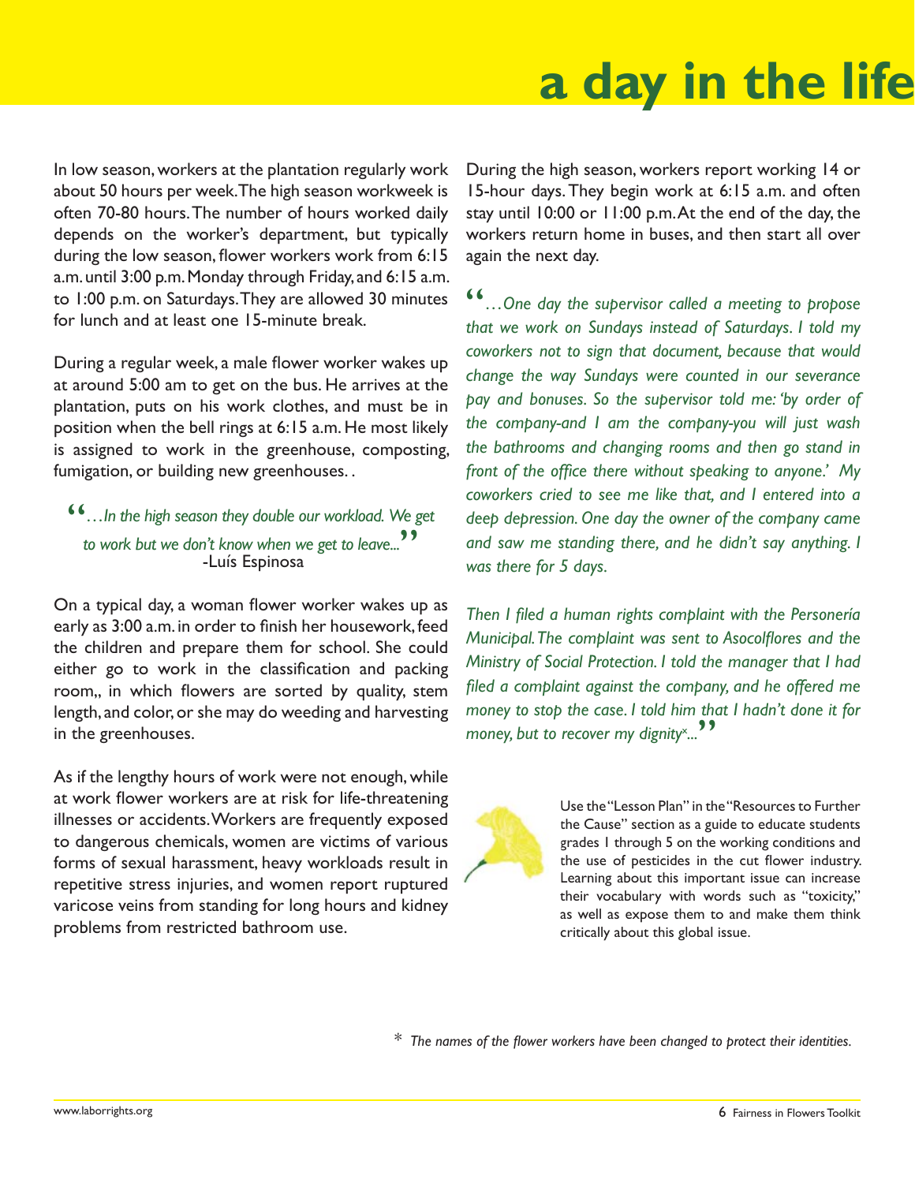# a day in the life

In low season, workers at the plantation regularly work about 50 hours per week. The high season workweek is often 70-80 hours. The number of hours worked daily depends on the worker's department, but typically during the low season, flower workers work from 6:15 a.m. until 3:00 p.m. Monday through Friday, and 6:15 a.m. to 1:00 p.m. on Saturdays. They are allowed 30 minutes for lunch and at least one 15-minute break.

During a regular week, a male flower worker wakes up at around 5:00 am to get on the bus. He arrives at the plantation, puts on his work clothes, and must be in position when the bell rings at 6:15 a.m. He most likely is assigned to work in the greenhouse, composting, fumigation, or building new greenhouses. .

> *"…In the high season they double our workload. We get to work but we don't know when we get to leave..."*
> -Luís Espinosa

On a typical day, a woman flower worker wakes up as early as 3:00 a.m. in order to finish her housework, feed the children and prepare them for school. She could either go to work in the classification and packing room,, in which flowers are sorted by quality, stem length, and color, or she may do weeding and harvesting in the greenhouses.

As if the lengthy hours of work were not enough, while at work flower workers are at risk for life-threatening illnesses or accidents. Workers are frequently exposed to dangerous chemicals, women are victims of various forms of sexual harassment, heavy workloads result in repetitive stress injuries, and women report ruptured varicose veins from standing for long hours and kidney problems from restricted bathroom use.

During the high season, workers report working 14 or 15-hour days. They begin work at 6:15 a.m. and often stay until 10:00 or 11:00 p.m. At the end of the day, the workers return home in buses, and then start all over again the next day.

> *"…One day the supervisor called a meeting to propose that we work on Sundays instead of Saturdays. I told my coworkers not to sign that document, because that would change the way Sundays were counted in our severance pay and bonuses. So the supervisor told me: 'by order of the company-and I am the company-you will just wash the bathrooms and changing rooms and then go stand in front of the office there without speaking to anyone.' My coworkers cried to see me like that, and I entered into a deep depression. One day the owner of the company came and saw me standing there, and he didn't say anything. I was there for 5 days.*
>
> *Then I filed a human rights complaint with the Personería Municipal. The complaint was sent to Asocolflores and the Ministry of Social Protection. I told the manager that I had filed a complaint against the company, and he offered me money to stop the case. I told him that I hadn't done it for money, but to recover my dignity*...*"*

Use the "Lesson Plan" in the "Resources to Further the Cause" section as a guide to educate students grades 1 through 5 on the working conditions and the use of pesticides in the cut flower industry. Learning about this important issue can increase their vocabulary with words such as "toxicity," as well as expose them to and make them think critically about this global issue.

\* *The names of the flower workers have been changed to protect their identities.*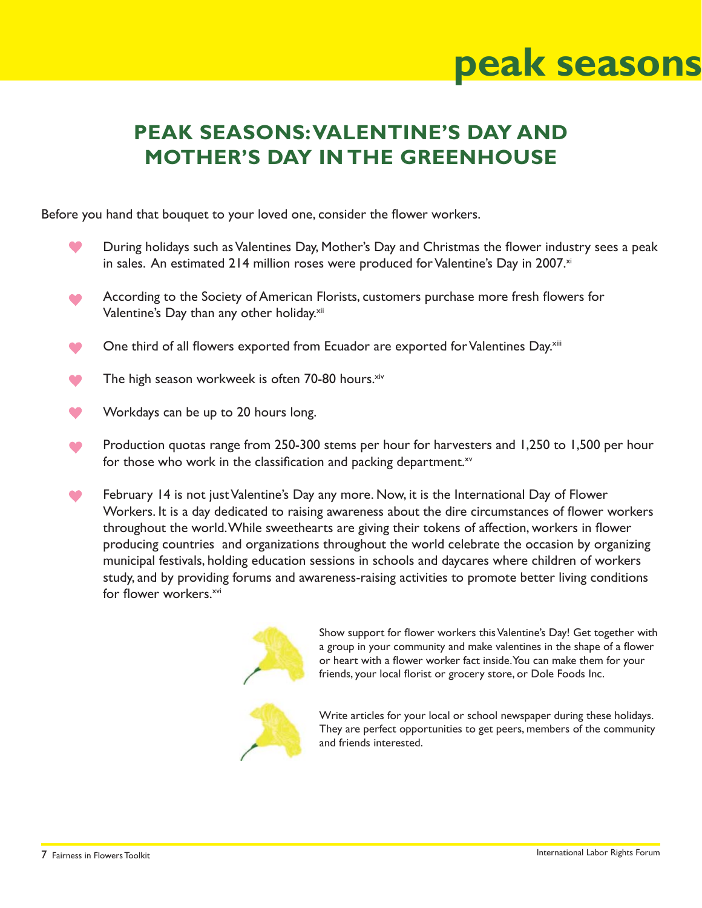# peak seasons

## PEAK SEASONS: VALENTINE'S DAY AND MOTHER'S DAY IN THE GREENHOUSE

Before you hand that bouquet to your loved one, consider the flower workers.

- During holidays such as Valentines Day, Mother's Day and Christmas the flower industry sees a peak in sales. An estimated 214 million roses were produced for Valentine's Day in 2007.[xi]
- According to the Society of American Florists, customers purchase more fresh flowers for Valentine's Day than any other holiday.[xii]
- One third of all flowers exported from Ecuador are exported for Valentines Day.[xiii]
- The high season workweek is often 70-80 hours.[xiv]
- Workdays can be up to 20 hours long.
- Production quotas range from 250-300 stems per hour for harvesters and 1,250 to 1,500 per hour for those who work in the classification and packing department.[xv]
- February 14 is not just Valentine's Day any more. Now, it is the International Day of Flower Workers. It is a day dedicated to raising awareness about the dire circumstances of flower workers throughout the world. While sweethearts are giving their tokens of affection, workers in flower producing countries and organizations throughout the world celebrate the occasion by organizing municipal festivals, holding education sessions in schools and daycares where children of workers study, and by providing forums and awareness-raising activities to promote better living conditions for flower workers.[xvi]

Show support for flower workers this Valentine's Day! Get together with a group in your community and make valentines in the shape of a flower or heart with a flower worker fact inside. You can make them for your friends, your local florist or grocery store, or Dole Foods Inc.

Write articles for your local or school newspaper during these holidays. They are perfect opportunities to get peers, members of the community and friends interested.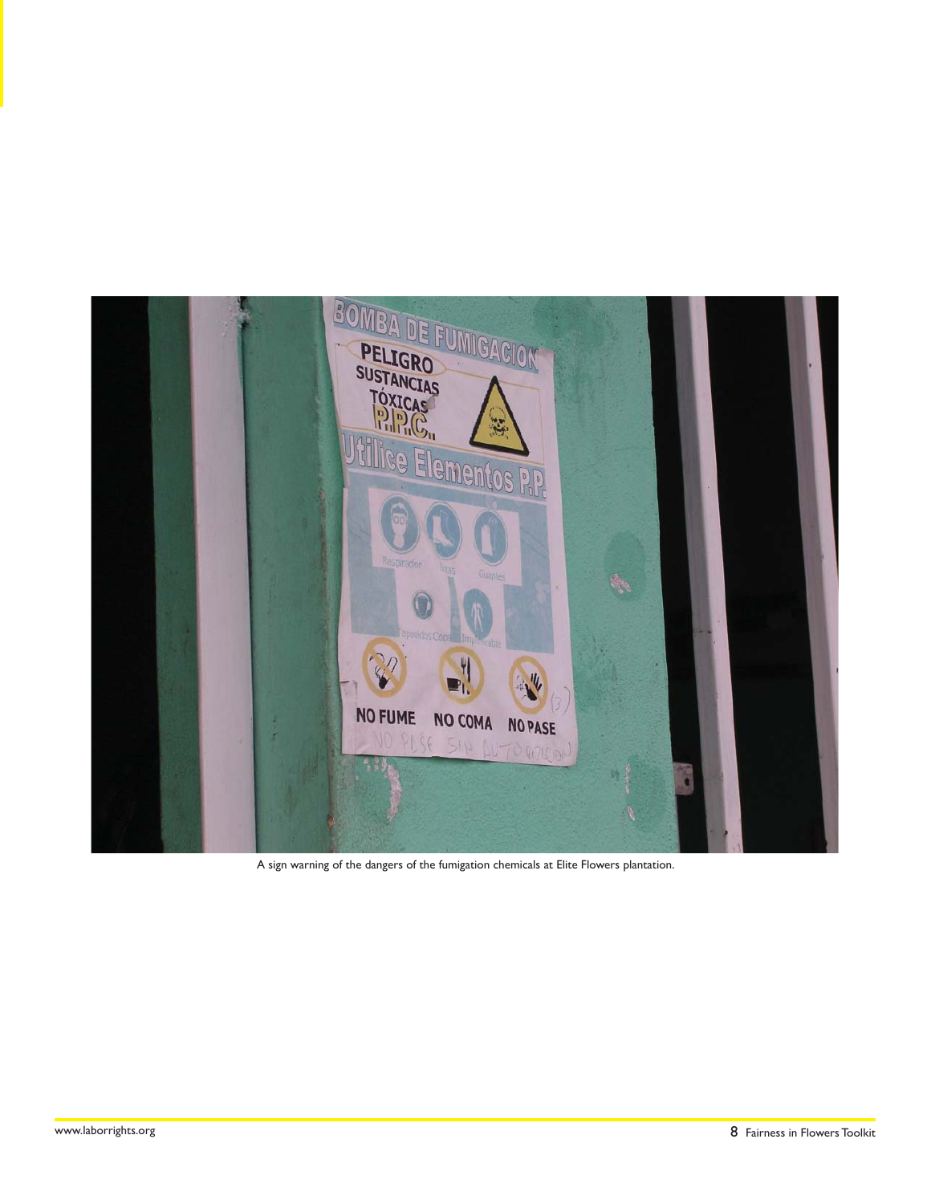A sign warning of the dangers of the fumigation chemicals at Elite Flowers plantation.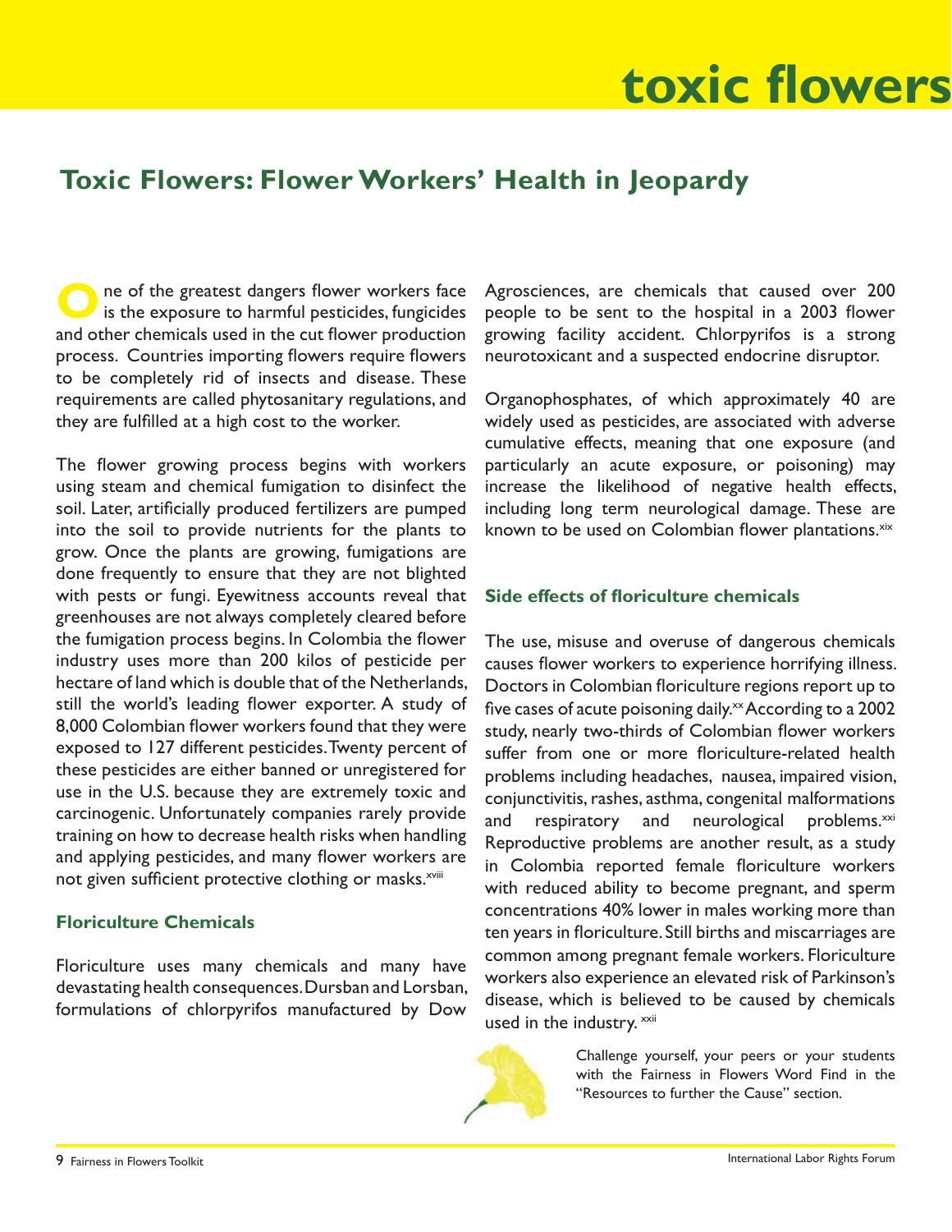# toxic flowers

## Toxic Flowers: Flower Workers' Health in Jeopardy

One of the greatest dangers flower workers face is the exposure to harmful pesticides, fungicides and other chemicals used in the cut flower production process. Countries importing flowers require flowers to be completely rid of insects and disease. These requirements are called phytosanitary regulations, and they are fulfilled at a high cost to the worker.

The flower growing process begins with workers using steam and chemical fumigation to disinfect the soil. Later, artificially produced fertilizers are pumped into the soil to provide nutrients for the plants to grow. Once the plants are growing, fumigations are done frequently to ensure that they are not blighted with pests or fungi. Eyewitness accounts reveal that greenhouses are not always completely cleared before the fumigation process begins. In Colombia the flower industry uses more than 200 kilos of pesticide per hectare of land which is double that of the Netherlands, still the world's leading flower exporter. A study of 8,000 Colombian flower workers found that they were exposed to 127 different pesticides. Twenty percent of these pesticides are either banned or unregistered for use in the U.S. because they are extremely toxic and carcinogenic. Unfortunately companies rarely provide training on how to decrease health risks when handling and applying pesticides, and many flower workers are not given sufficient protective clothing or masks.[xviii]

### Floriculture Chemicals

Floriculture uses many chemicals and many have devastating health consequences. Dursban and Lorsban, formulations of chlorpyrifos manufactured by Dow Agrosciences, are chemicals that caused over 200 people to be sent to the hospital in a 2003 flower growing facility accident. Chlorpyrifos is a strong neurotoxicant and a suspected endocrine disruptor.

Organophosphates, of which approximately 40 are widely used as pesticides, are associated with adverse cumulative effects, meaning that one exposure (and particularly an acute exposure, or poisoning) may increase the likelihood of negative health effects, including long term neurological damage. These are known to be used on Colombian flower plantations.[xix]

### Side effects of floriculture chemicals

The use, misuse and overuse of dangerous chemicals causes flower workers to experience horrifying illness. Doctors in Colombian floriculture regions report up to five cases of acute poisoning daily.[xx] According to a 2002 study, nearly two-thirds of Colombian flower workers suffer from one or more floriculture-related health problems including headaches, nausea, impaired vision, conjunctivitis, rashes, asthma, congenital malformations and respiratory and neurological problems.[xxi] Reproductive problems are another result, as a study in Colombia reported female floriculture workers with reduced ability to become pregnant, and sperm concentrations 40% lower in males working more than ten years in floriculture. Still births and miscarriages are common among pregnant female workers. Floriculture workers also experience an elevated risk of Parkinson's disease, which is believed to be caused by chemicals used in the industry.[xxii]

Challenge yourself, your peers or your students with the Fairness in Flowers Word Find in the "Resources to further the Cause" section.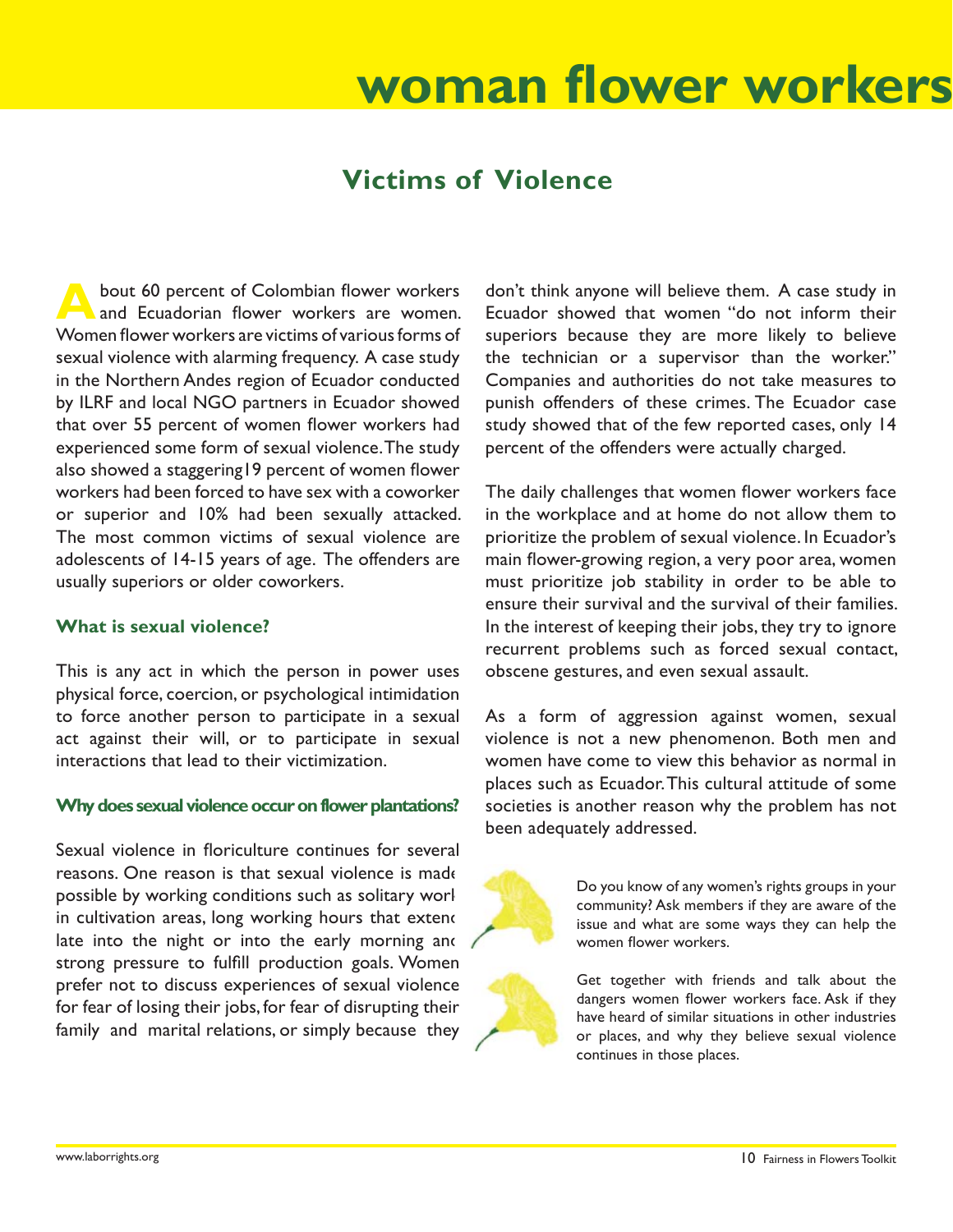# woman flower workers

## Victims of Violence

About 60 percent of Colombian flower workers and Ecuadorian flower workers are women. Women flower workers are victims of various forms of sexual violence with alarming frequency. A case study in the Northern Andes region of Ecuador conducted by ILRF and local NGO partners in Ecuador showed that over 55 percent of women flower workers had experienced some form of sexual violence. The study also showed a staggering19 percent of women flower workers had been forced to have sex with a coworker or superior and 10% had been sexually attacked. The most common victims of sexual violence are adolescents of 14-15 years of age. The offenders are usually superiors or older coworkers.

### What is sexual violence?

This is any act in which the person in power uses physical force, coercion, or psychological intimidation to force another person to participate in a sexual act against their will, or to participate in sexual interactions that lead to their victimization.

### Why does sexual violence occur on flower plantations?

Sexual violence in floriculture continues for several reasons. One reason is that sexual violence is made possible by working conditions such as solitary work in cultivation areas, long working hours that extend late into the night or into the early morning and strong pressure to fulfill production goals. Women prefer not to discuss experiences of sexual violence for fear of losing their jobs, for fear of disrupting their family and marital relations, or simply because they don't think anyone will believe them. A case study in Ecuador showed that women "do not inform their superiors because they are more likely to believe the technician or a supervisor than the worker." Companies and authorities do not take measures to punish offenders of these crimes. The Ecuador case study showed that of the few reported cases, only 14 percent of the offenders were actually charged.

The daily challenges that women flower workers face in the workplace and at home do not allow them to prioritize the problem of sexual violence. In Ecuador's main flower-growing region, a very poor area, women must prioritize job stability in order to be able to ensure their survival and the survival of their families. In the interest of keeping their jobs, they try to ignore recurrent problems such as forced sexual contact, obscene gestures, and even sexual assault.

As a form of aggression against women, sexual violence is not a new phenomenon. Both men and women have come to view this behavior as normal in places such as Ecuador. This cultural attitude of some societies is another reason why the problem has not been adequately addressed.

Do you know of any women's rights groups in your community? Ask members if they are aware of the issue and what are some ways they can help the women flower workers.

Get together with friends and talk about the dangers women flower workers face. Ask if they have heard of similar situations in other industries or places, and why they believe sexual violence continues in those places.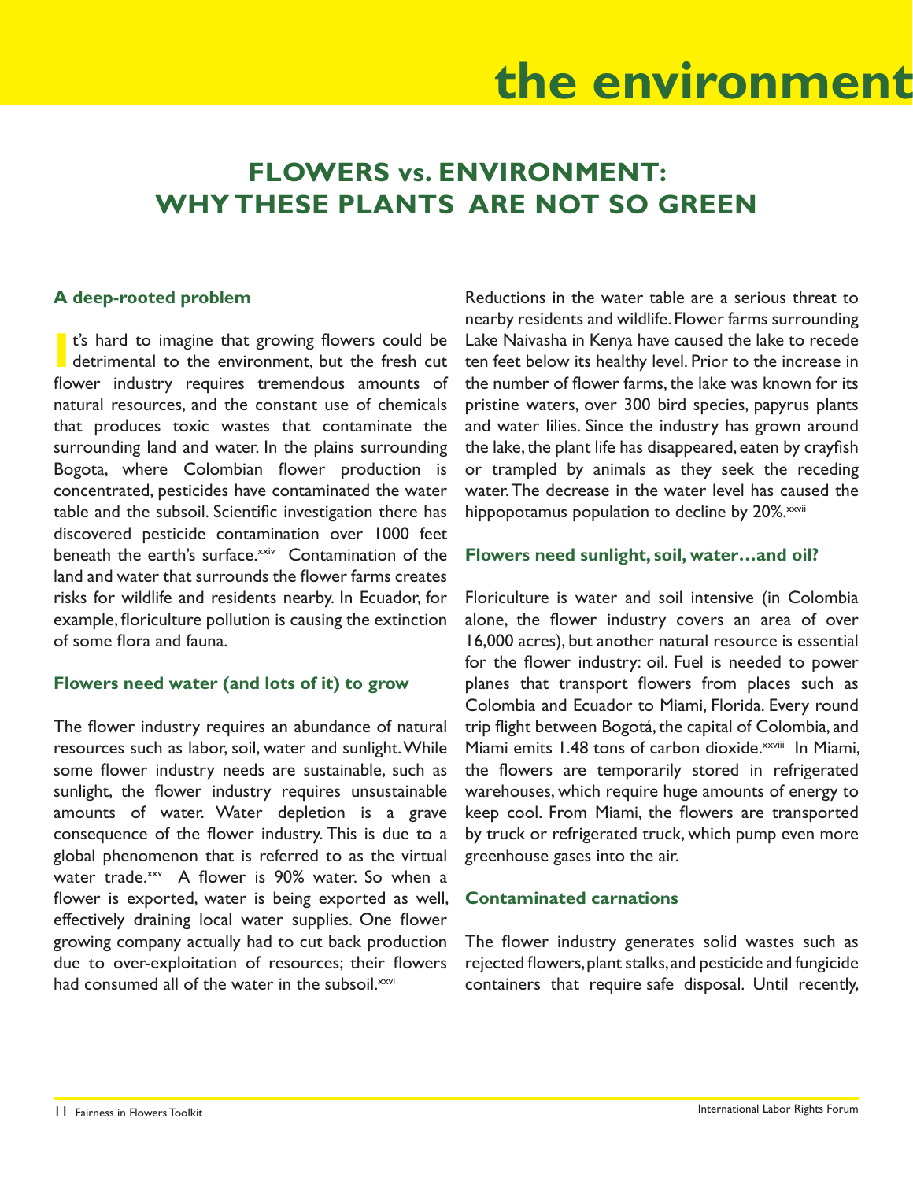# the environment

## FLOWERS vs. ENVIRONMENT: WHY THESE PLANTS ARE NOT SO GREEN

### A deep-rooted problem

It's hard to imagine that growing flowers could be detrimental to the environment, but the fresh cut flower industry requires tremendous amounts of natural resources, and the constant use of chemicals that produces toxic wastes that contaminate the surrounding land and water. In the plains surrounding Bogota, where Colombian flower production is concentrated, pesticides have contaminated the water table and the subsoil. Scientific investigation there has discovered pesticide contamination over 1000 feet beneath the earth's surface.[xxiv] Contamination of the land and water that surrounds the flower farms creates risks for wildlife and residents nearby. In Ecuador, for example, floriculture pollution is causing the extinction of some flora and fauna.

### Flowers need water (and lots of it) to grow

The flower industry requires an abundance of natural resources such as labor, soil, water and sunlight. While some flower industry needs are sustainable, such as sunlight, the flower industry requires unsustainable amounts of water. Water depletion is a grave consequence of the flower industry. This is due to a global phenomenon that is referred to as the virtual water trade.[xxv] A flower is 90% water. So when a flower is exported, water is being exported as well, effectively draining local water supplies. One flower growing company actually had to cut back production due to over-exploitation of resources; their flowers had consumed all of the water in the subsoil.[xxvi]

Reductions in the water table are a serious threat to nearby residents and wildlife. Flower farms surrounding Lake Naivasha in Kenya have caused the lake to recede ten feet below its healthy level. Prior to the increase in the number of flower farms, the lake was known for its pristine waters, over 300 bird species, papyrus plants and water lilies. Since the industry has grown around the lake, the plant life has disappeared, eaten by crayfish or trampled by animals as they seek the receding water. The decrease in the water level has caused the hippopotamus population to decline by 20%.[xxvii]

### Flowers need sunlight, soil, water…and oil?

Floriculture is water and soil intensive (in Colombia alone, the flower industry covers an area of over 16,000 acres), but another natural resource is essential for the flower industry: oil. Fuel is needed to power planes that transport flowers from places such as Colombia and Ecuador to Miami, Florida. Every round trip flight between Bogotá, the capital of Colombia, and Miami emits 1.48 tons of carbon dioxide.[xxviii] In Miami, the flowers are temporarily stored in refrigerated warehouses, which require huge amounts of energy to keep cool. From Miami, the flowers are transported by truck or refrigerated truck, which pump even more greenhouse gases into the air.

### Contaminated carnations

The flower industry generates solid wastes such as rejected flowers, plant stalks, and pesticide and fungicide containers that require safe disposal. Until recently,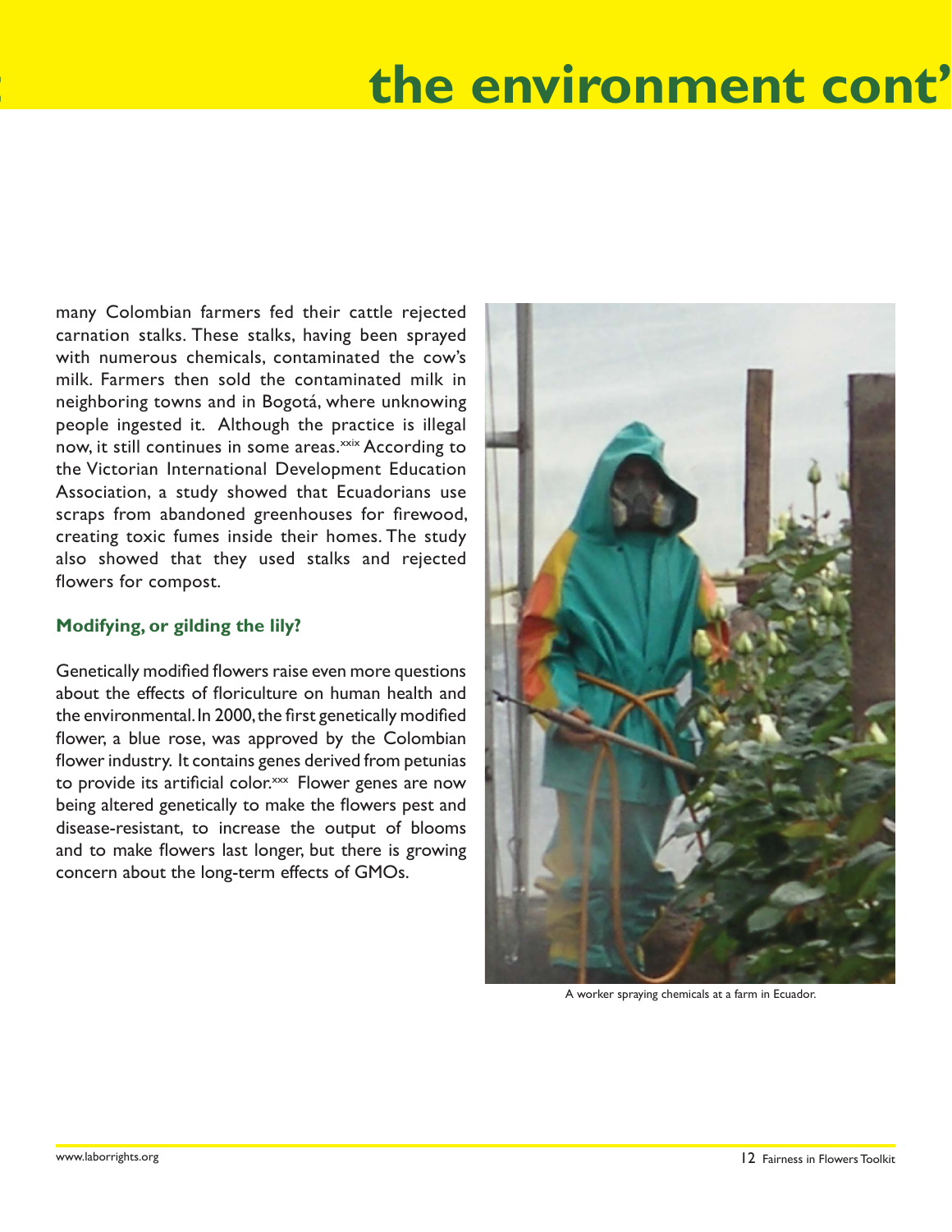# the environment cont'

many Colombian farmers fed their cattle rejected carnation stalks. These stalks, having been sprayed with numerous chemicals, contaminated the cow's milk. Farmers then sold the contaminated milk in neighboring towns and in Bogotá, where unknowing people ingested it. Although the practice is illegal now, it still continues in some areas.[xxix] According to the Victorian International Development Education Association, a study showed that Ecuadorians use scraps from abandoned greenhouses for firewood, creating toxic fumes inside their homes. The study also showed that they used stalks and rejected flowers for compost.

### Modifying, or gilding the lily?

Genetically modified flowers raise even more questions about the effects of floriculture on human health and the environmental. In 2000, the first genetically modified flower, a blue rose, was approved by the Colombian flower industry. It contains genes derived from petunias to provide its artificial color.[xxx] Flower genes are now being altered genetically to make the flowers pest and disease-resistant, to increase the output of blooms and to make flowers last longer, but there is growing concern about the long-term effects of GMOs.

A worker spraying chemicals at a farm in Ecuador.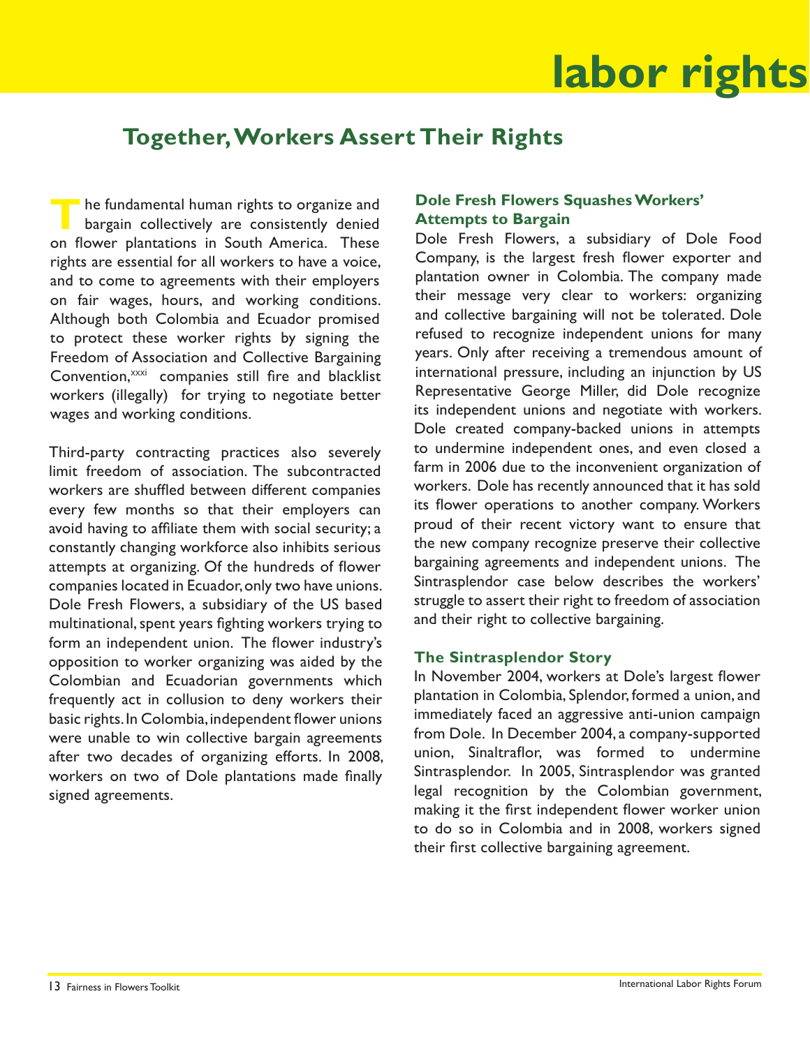# labor rights

## Together, Workers Assert Their Rights

The fundamental human rights to organize and bargain collectively are consistently denied on flower plantations in South America. These rights are essential for all workers to have a voice, and to come to agreements with their employers on fair wages, hours, and working conditions. Although both Colombia and Ecuador promised to protect these worker rights by signing the Freedom of Association and Collective Bargaining Convention,[xxxi] companies still fire and blacklist workers (illegally) for trying to negotiate better wages and working conditions.

Third-party contracting practices also severely limit freedom of association. The subcontracted workers are shuffled between different companies every few months so that their employers can avoid having to affiliate them with social security; a constantly changing workforce also inhibits serious attempts at organizing. Of the hundreds of flower companies located in Ecuador, only two have unions. Dole Fresh Flowers, a subsidiary of the US based multinational, spent years fighting workers trying to form an independent union. The flower industry's opposition to worker organizing was aided by the Colombian and Ecuadorian governments which frequently act in collusion to deny workers their basic rights. In Colombia, independent flower unions were unable to win collective bargain agreements after two decades of organizing efforts. In 2008, workers on two of Dole plantations made finally signed agreements.

### Dole Fresh Flowers Squashes Workers' Attempts to Bargain

Dole Fresh Flowers, a subsidiary of Dole Food Company, is the largest fresh flower exporter and plantation owner in Colombia. The company made their message very clear to workers: organizing and collective bargaining will not be tolerated. Dole refused to recognize independent unions for many years. Only after receiving a tremendous amount of international pressure, including an injunction by US Representative George Miller, did Dole recognize its independent unions and negotiate with workers. Dole created company-backed unions in attempts to undermine independent ones, and even closed a farm in 2006 due to the inconvenient organization of workers. Dole has recently announced that it has sold its flower operations to another company. Workers proud of their recent victory want to ensure that the new company recognize preserve their collective bargaining agreements and independent unions. The Sintrasplendor case below describes the workers' struggle to assert their right to freedom of association and their right to collective bargaining.

### The Sintrasplendor Story

In November 2004, workers at Dole's largest flower plantation in Colombia, Splendor, formed a union, and immediately faced an aggressive anti-union campaign from Dole. In December 2004, a company-supported union, Sinaltraflor, was formed to undermine Sintrasplendor. In 2005, Sintrasplendor was granted legal recognition by the Colombian government, making it the first independent flower worker union to do so in Colombia and in 2008, workers signed their first collective bargaining agreement.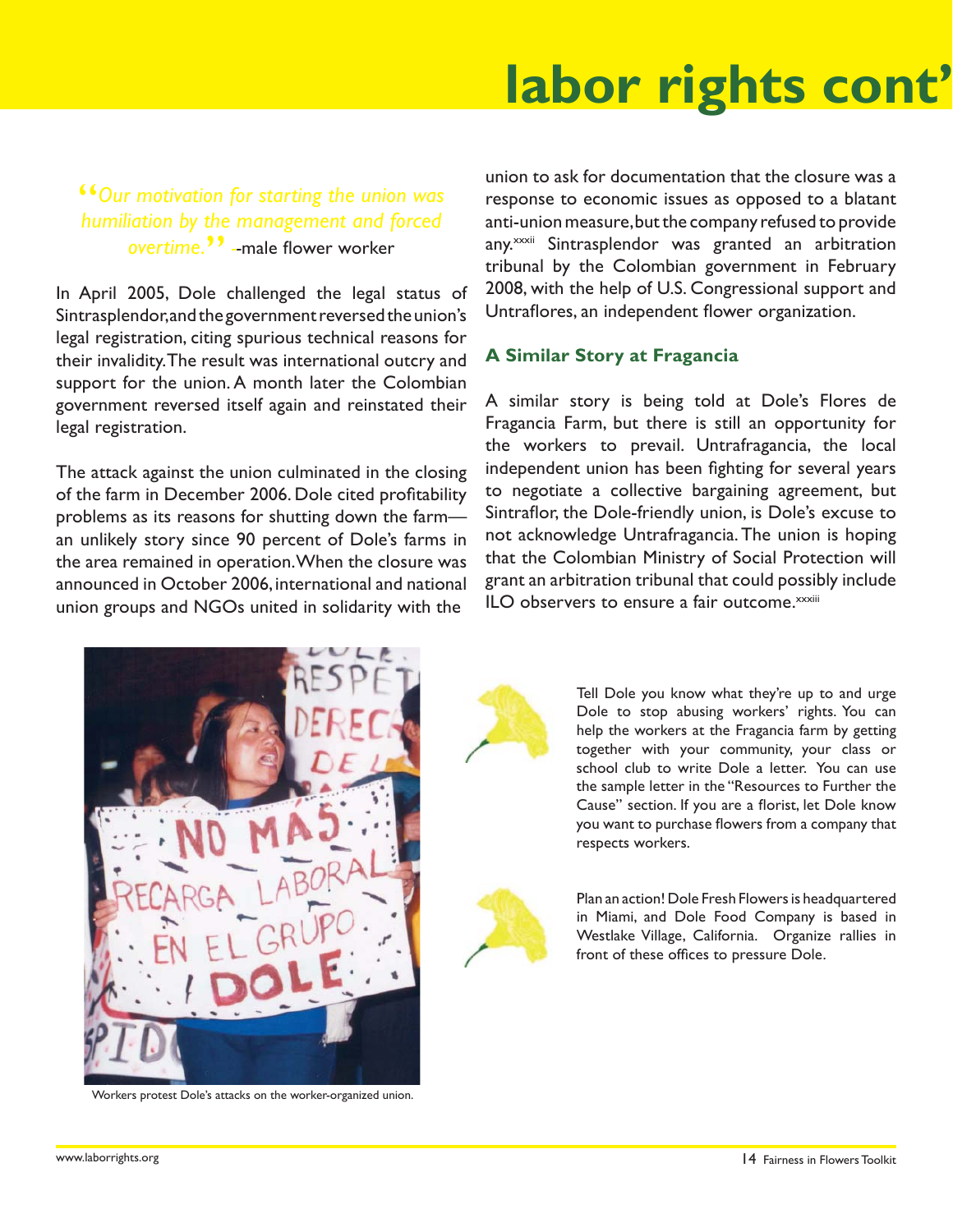# labor rights cont'

> *"Our motivation for starting the union was humiliation by the management and forced overtime."* --male flower worker

In April 2005, Dole challenged the legal status of Sintrasplendor, and the government reversed the union's legal registration, citing spurious technical reasons for their invalidity. The result was international outcry and support for the union. A month later the Colombian government reversed itself again and reinstated their legal registration.

The attack against the union culminated in the closing of the farm in December 2006. Dole cited profitability problems as its reasons for shutting down the farm—an unlikely story since 90 percent of Dole's farms in the area remained in operation. When the closure was announced in October 2006, international and national union groups and NGOs united in solidarity with the union to ask for documentation that the closure was a response to economic issues as opposed to a blatant anti-union measure, but the company refused to provide any.[xxxii] Sintrasplendor was granted an arbitration tribunal by the Colombian government in February 2008, with the help of U.S. Congressional support and Untraflores, an independent flower organization.

### A Similar Story at Fragancia

A similar story is being told at Dole's Flores de Fragancia Farm, but there is still an opportunity for the workers to prevail. Untrafragancia, the local independent union has been fighting for several years to negotiate a collective bargaining agreement, but Sintraflor, the Dole-friendly union, is Dole's excuse to not acknowledge Untrafragancia. The union is hoping that the Colombian Ministry of Social Protection will grant an arbitration tribunal that could possibly include ILO observers to ensure a fair outcome.[xxxiii]

Workers protest Dole's attacks on the worker-organized union.

Tell Dole you know what they're up to and urge Dole to stop abusing workers' rights. You can help the workers at the Fragancia farm by getting together with your community, your class or school club to write Dole a letter. You can use the sample letter in the "Resources to Further the Cause" section. If you are a florist, let Dole know you want to purchase flowers from a company that respects workers.

Plan an action! Dole Fresh Flowers is headquartered in Miami, and Dole Food Company is based in Westlake Village, California. Organize rallies in front of these offices to pressure Dole.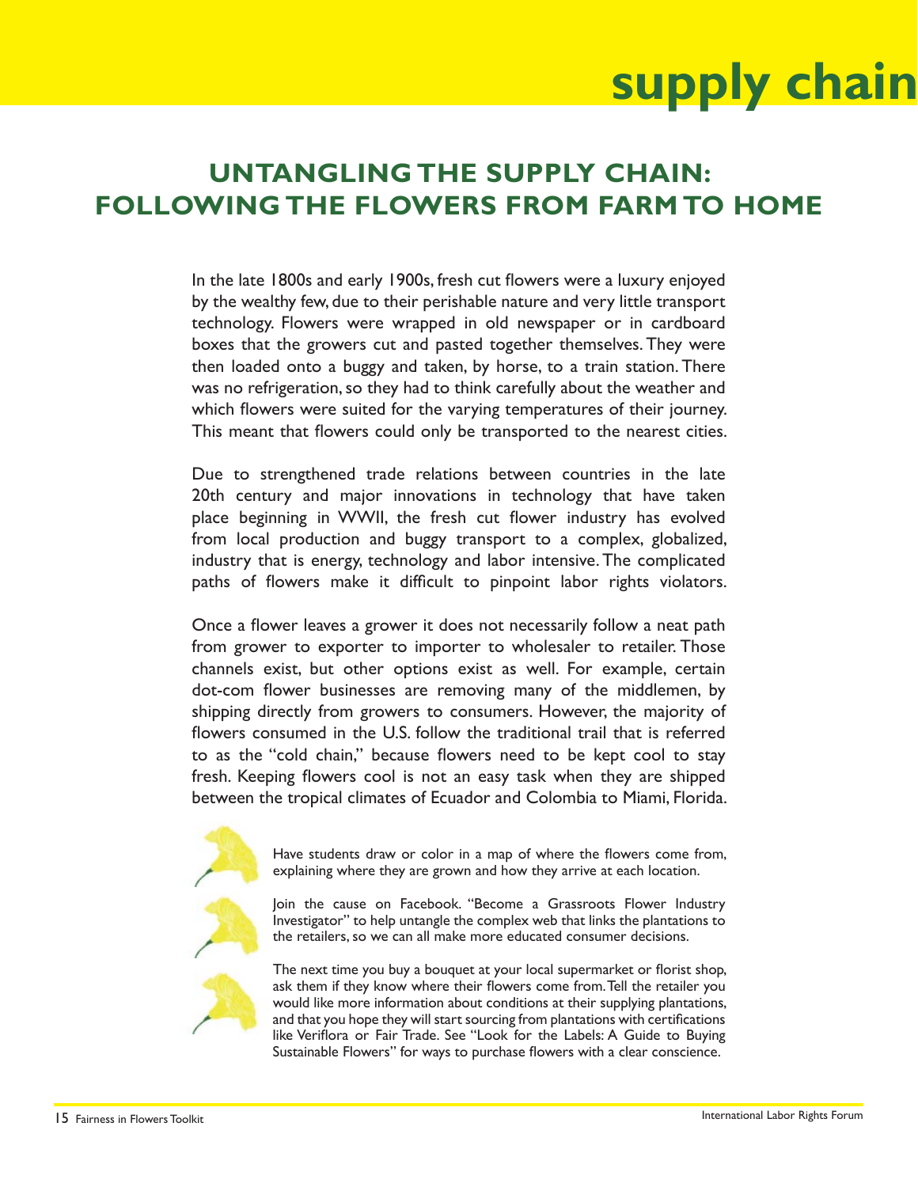# supply chain

## UNTANGLING THE SUPPLY CHAIN: FOLLOWING THE FLOWERS FROM FARM TO HOME

In the late 1800s and early 1900s, fresh cut flowers were a luxury enjoyed by the wealthy few, due to their perishable nature and very little transport technology. Flowers were wrapped in old newspaper or in cardboard boxes that the growers cut and pasted together themselves. They were then loaded onto a buggy and taken, by horse, to a train station. There was no refrigeration, so they had to think carefully about the weather and which flowers were suited for the varying temperatures of their journey. This meant that flowers could only be transported to the nearest cities.

Due to strengthened trade relations between countries in the late 20th century and major innovations in technology that have taken place beginning in WWII, the fresh cut flower industry has evolved from local production and buggy transport to a complex, globalized, industry that is energy, technology and labor intensive. The complicated paths of flowers make it difficult to pinpoint labor rights violators.

Once a flower leaves a grower it does not necessarily follow a neat path from grower to exporter to importer to wholesaler to retailer. Those channels exist, but other options exist as well. For example, certain dot-com flower businesses are removing many of the middlemen, by shipping directly from growers to consumers. However, the majority of flowers consumed in the U.S. follow the traditional trail that is referred to as the "cold chain," because flowers need to be kept cool to stay fresh. Keeping flowers cool is not an easy task when they are shipped between the tropical climates of Ecuador and Colombia to Miami, Florida.

- Have students draw or color in a map of where the flowers come from, explaining where they are grown and how they arrive at each location.
- Join the cause on Facebook. "Become a Grassroots Flower Industry Investigator" to help untangle the complex web that links the plantations to the retailers, so we can all make more educated consumer decisions.
- The next time you buy a bouquet at your local supermarket or florist shop, ask them if they know where their flowers come from. Tell the retailer you would like more information about conditions at their supplying plantations, and that you hope they will start sourcing from plantations with certifications like Veriflora or Fair Trade. See "Look for the Labels: A Guide to Buying Sustainable Flowers" for ways to purchase flowers with a clear conscience.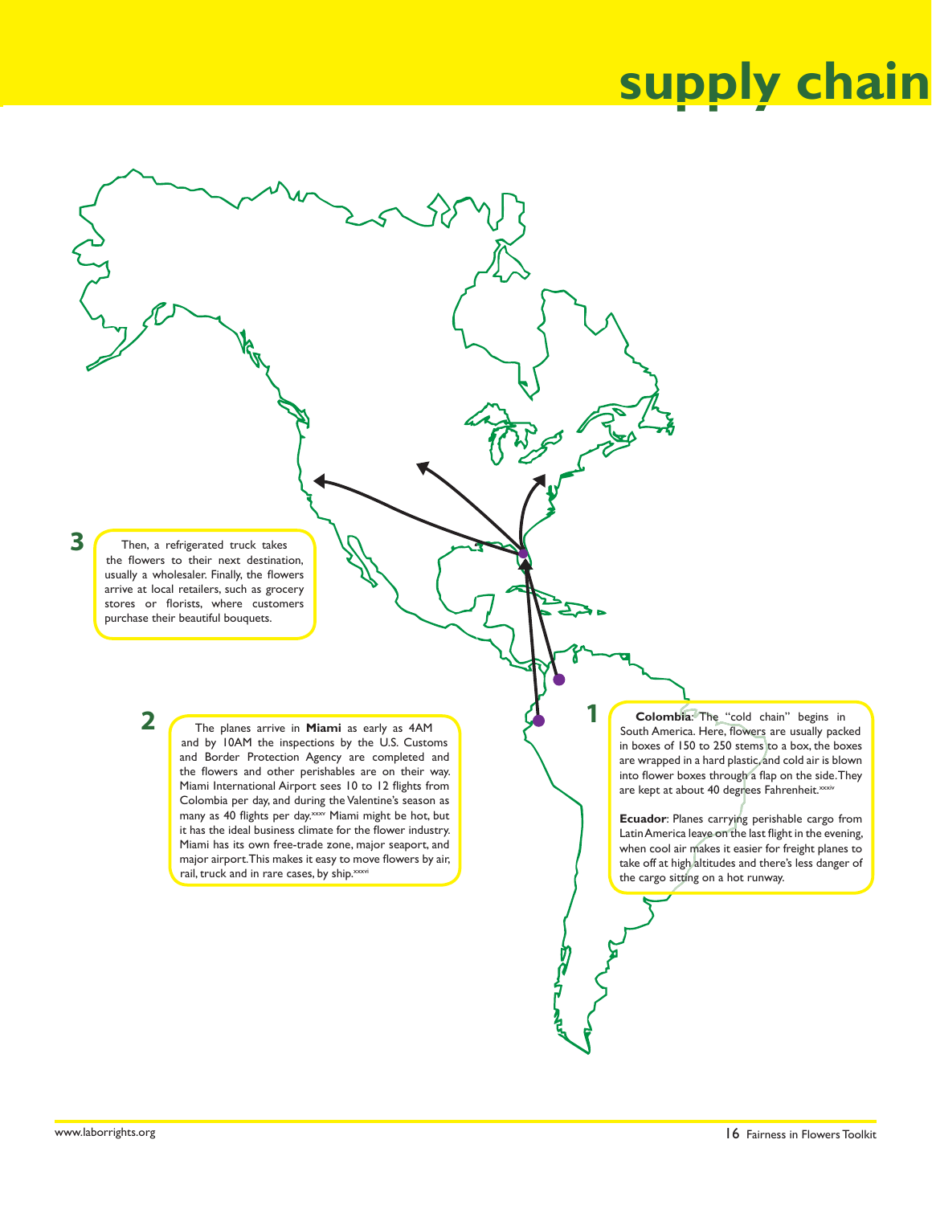# supply chain

**1**

**Colombia**: The "cold chain" begins in South America. Here, flowers are usually packed in boxes of 150 to 250 stems to a box, the boxes are wrapped in a hard plastic, and cold air is blown into flower boxes through a flap on the side. They are kept at about 40 degrees Fahrenheit.[xxxiv]

**Ecuador**: Planes carrying perishable cargo from Latin America leave on the last flight in the evening, when cool air makes it easier for freight planes to take off at high altitudes and there's less danger of the cargo sitting on a hot runway.

**2**

The planes arrive in **Miami** as early as 4AM and by 10AM the inspections by the U.S. Customs and Border Protection Agency are completed and the flowers and other perishables are on their way. Miami International Airport sees 10 to 12 flights from Colombia per day, and during the Valentine's season as many as 40 flights per day.[xxxv] Miami might be hot, but it has the ideal business climate for the flower industry. Miami has its own free-trade zone, major seaport, and major airport. This makes it easy to move flowers by air, rail, truck and in rare cases, by ship.[xxxvi]

**3**

Then, a refrigerated truck takes the flowers to their next destination, usually a wholesaler. Finally, the flowers arrive at local retailers, such as grocery stores or florists, where customers purchase their beautiful bouquets.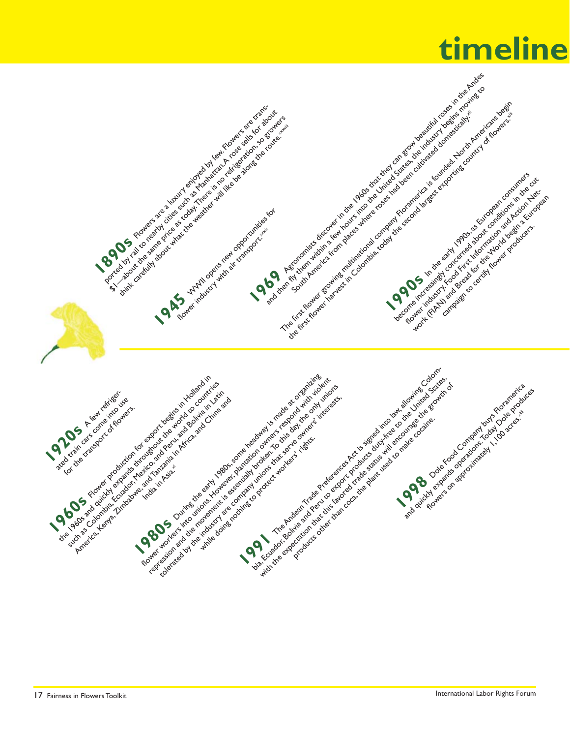# timeline

**1890s** Flowers are a luxury enjoyed by few. Flowers are transported by rail to nearby cities such as Manhattan. A rose sells for about $1—about the same price as today. There is no refrigeration, so growers think carefully about what the weather will like be along the route.[xxxviii]

**1920s** A few refrigerated train cars come into use for the transport of flowers.

**1945** WWII opens new opportunities for flower industry with air transport.[xxxix]

**1960s** Flower production for export begins in Holland in the 1960s and quickly expands throughout the world to countries such as Colombia, Ecuador, Mexico, and Peru, and Bolivia in Latin America, Kenya, Zimbabwe, and Tanzania in Africa, and China and India in Asia.[xl]

**1969** Agronomists discover in the 1960s that they can grow beautiful roses in the Andes and then fly them within a few hours into the United States, the industry begins moving to South America from places where roses had been cultivated domestically.[xli]

The first flower growing multinational company Floramerica is founded. North Americans begin the first flower harvest in Colombia, today the second largest exporting country of flowers.[xlii]

**1980s** During the early 1980s, some headway is made at organizing flower workers into unions. However, plantation owners respond with violent repression and the movement is essentially broken. To this day, the only unions tolerated by the industry are company unions that serve owners' interests, while doing nothing to protect workers' rights.

**1990s** In the early 1990s, as European consumers become increasingly concerned about conditions in the cut flower industry, Food First Information and Action Network (FIAN) and Bread for the World begin a European campaign to certify flower producers.

**1991** The Andean Trade Preferences Act is signed into law, allowing Colombia, Ecuador, Bolivia and Peru to export products duty-free to the United States, with the expectation that this favored trade status will encourage the growth of products other than coca, the plant used to make cocaine.

**1998** Dole Food Company buys Floramerica and quickly expands operations. Today Dole produces flowers on approximately 1,100 acres.[xliii]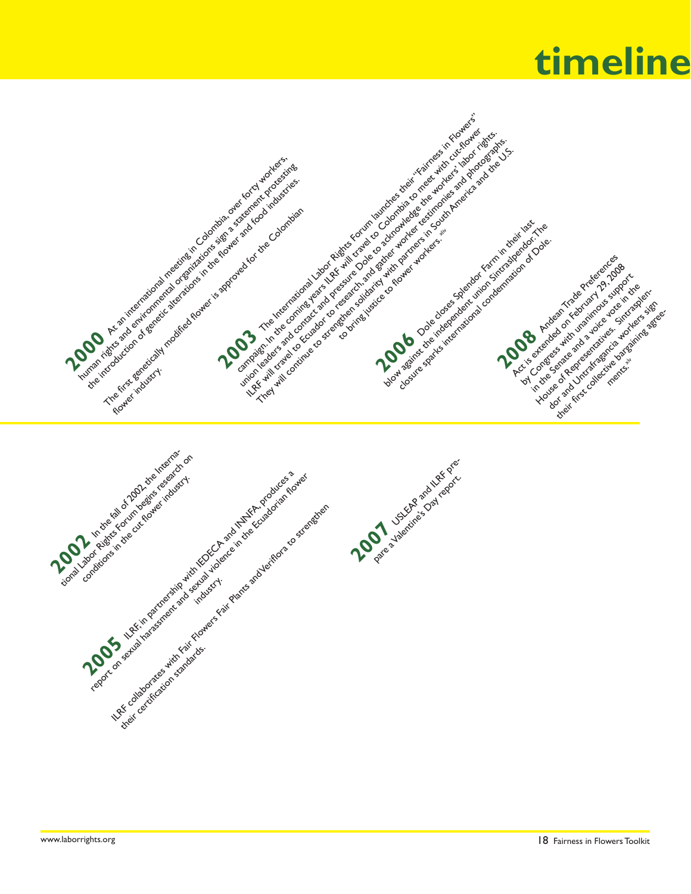# timeline

**2000** At an international meeting in Colombia, over forty workers, human rights and environmental organizations sign a statement protesting the introduction of genetic alterations in the flower and food industries.

The first genetically modified flower is approved for the Colombian flower industry.

**2002** In the fall of 2002, the International Labor Rights Forum begins research on conditions in the cut flower industry.

**2003** The International Labor Rights Forum launches their "Fairness in Flowers" campaign. In the coming years ILRF will travel to Colombia to meet with cut-flower union leaders and contact and pressure Dole to acknowledge the workers' labor rights. ILRF will travel to Ecuador to research, and gather worker testimonies and photographs. They will continue to strengthen solidarity with partners in South America and the U.S. to bring justice to flower workers.[xliv]

**2005** ILRF, in partnership with IEDECA and INNFA, produces a report on sexual harassment and sexual violence in the Ecuadorian flower industry.

ILRF collaborates with Fair Flowers Fair Plants and Veriflora to strengthen their certification standards.

**2006** Dole closes Splendor Farm in their last blow against the independent union Sintrasplendor. The closure sparks international condemnation of Dole.

**2007** USLEAP and ILRF prepare a Valentine's Day report.

**2008** Andean Trade Preferences Act is extended on February 29, 2008 by Congress with unanimous support in the Senate and a voice vote in the House of Representatives. Sintrasplendor and Untrafragancia workers sign their first collective bargaining agreements.[xlv]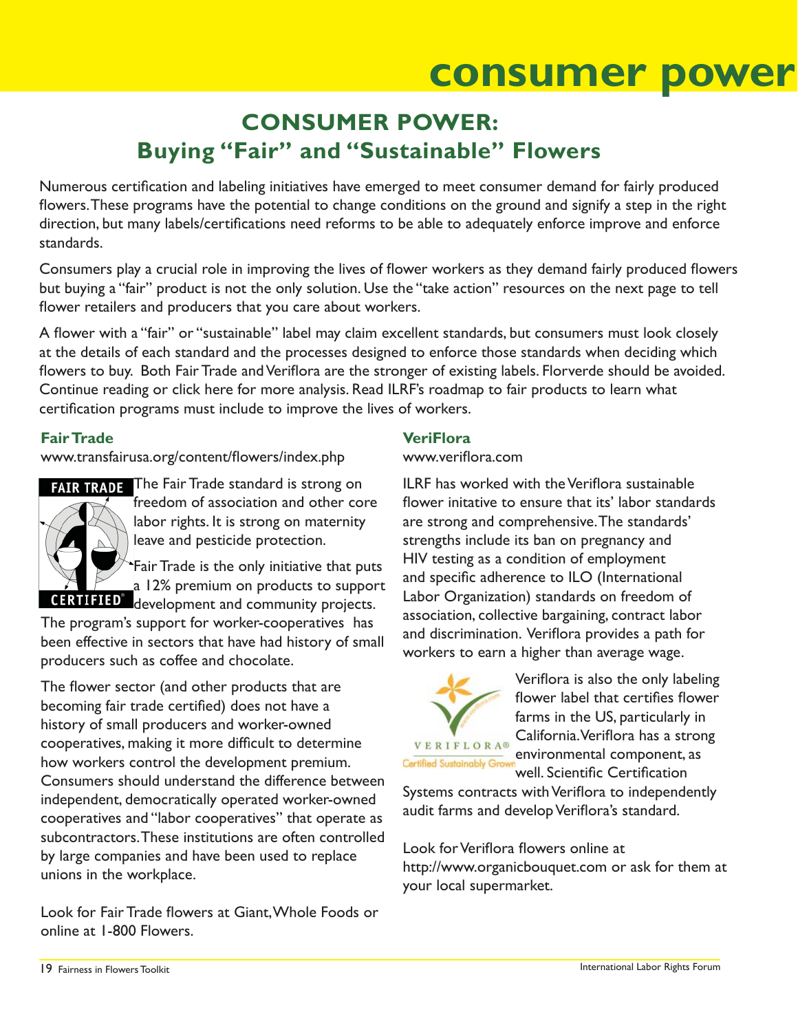# CONSUMER POWER:
## Buying "Fair" and "Sustainable" Flowers

Numerous certification and labeling initiatives have emerged to meet consumer demand for fairly produced flowers. These programs have the potential to change conditions on the ground and signify a step in the right direction, but many labels/certifications need reforms to be able to adequately enforce improve and enforce standards.

Consumers play a crucial role in improving the lives of flower workers as they demand fairly produced flowers but buying a "fair" product is not the only solution. Use the "take action" resources on the next page to tell flower retailers and producers that you care about workers.

A flower with a "fair" or "sustainable" label may claim excellent standards, but consumers must look closely at the details of each standard and the processes designed to enforce those standards when deciding which flowers to buy. Both Fair Trade and Veriflora are the stronger of existing labels. Florverde should be avoided. Continue reading or click here for more analysis. Read ILRF's roadmap to fair products to learn what certification programs must include to improve the lives of workers.

### Fair Trade

www.transfairusa.org/content/flowers/index.php

FAIR TRADE CERTIFIED®

The Fair Trade standard is strong on freedom of association and other core labor rights. It is strong on maternity leave and pesticide protection.

Fair Trade is the only initiative that puts a 12% premium on products to support development and community projects. The program's support for worker-cooperatives has been effective in sectors that have had history of small producers such as coffee and chocolate.

The flower sector (and other products that are becoming fair trade certified) does not have a history of small producers and worker-owned cooperatives, making it more difficult to determine how workers control the development premium. Consumers should understand the difference between independent, democratically operated worker-owned cooperatives and "labor cooperatives" that operate as subcontractors. These institutions are often controlled by large companies and have been used to replace unions in the workplace.

Look for Fair Trade flowers at Giant, Whole Foods or online at 1-800 Flowers.

### VeriFlora

www.veriflora.com

ILRF has worked with the Veriflora sustainable flower initative to ensure that its' labor standards are strong and comprehensive. The standards' strengths include its ban on pregnancy and HIV testing as a condition of employment and specific adherence to ILO (International Labor Organization) standards on freedom of association, collective bargaining, contract labor and discrimination. Veriflora provides a path for workers to earn a higher than average wage.

VERIFLORA® Certified Sustainably Grown

Veriflora is also the only labeling flower label that certifies flower farms in the US, particularly in California. Veriflora has a strong environmental component, as well. Scientific Certification Systems contracts with Veriflora to independently audit farms and develop Veriflora's standard.

Look for Veriflora flowers online at http://www.organicbouquet.com or ask for them at your local supermarket.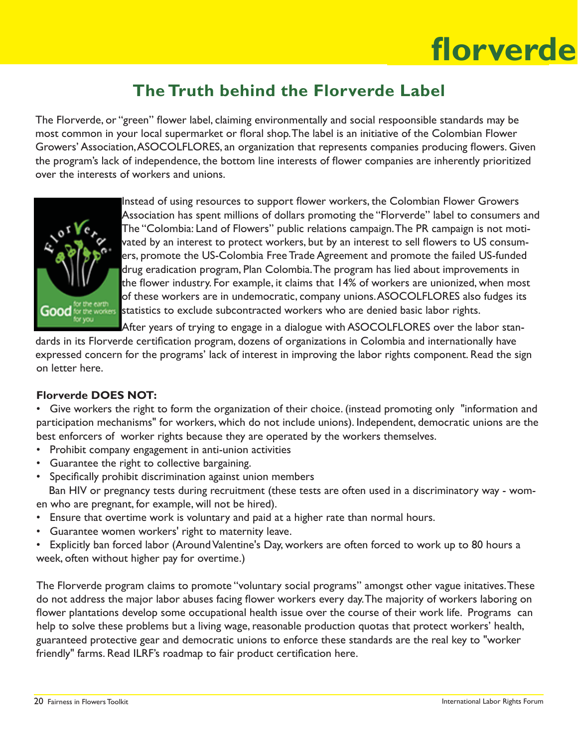# florverde

## The Truth behind the Florverde Label

The Florverde, or "green" flower label, claiming environmentally and social respoonsible standards may be most common in your local supermarket or floral shop. The label is an initiative of the Colombian Flower Growers' Association, ASOCOLFLORES, an organization that represents companies producing flowers. Given the program's lack of independence, the bottom line interests of flower companies are inherently prioritized over the interests of workers and unions.

Instead of using resources to support flower workers, the Colombian Flower Growers Association has spent millions of dollars promoting the "Florverde" label to consumers and The "Colombia: Land of Flowers" public relations campaign. The PR campaign is not motivated by an interest to protect workers, but by an interest to sell flowers to US consumers, promote the US-Colombia Free Trade Agreement and promote the failed US-funded drug eradication program, Plan Colombia. The program has lied about improvements in the flower industry. For example, it claims that 14% of workers are unionized, when most of these workers are in undemocratic, company unions. ASOCOLFLORES also fudges its statistics to exclude subcontracted workers who are denied basic labor rights.

After years of trying to engage in a dialogue with ASOCOLFLORES over the labor standards in its Florverde certification program, dozens of organizations in Colombia and internationally have expressed concern for the programs' lack of interest in improving the labor rights component. Read the sign on letter here.

**Florverde DOES NOT:**

- Give workers the right to form the organization of their choice. (instead promoting only "information and participation mechanisms" for workers, which do not include unions). Independent, democratic unions are the best enforcers of worker rights because they are operated by the workers themselves.
- Prohibit company engagement in anti-union activities
- Guarantee the right to collective bargaining.
- Specifically prohibit discrimination against union members
- Ban HIV or pregnancy tests during recruitment (these tests are often used in a discriminatory way - women who are pregnant, for example, will not be hired).
- Ensure that overtime work is voluntary and paid at a higher rate than normal hours.
- Guarantee women workers' right to maternity leave.
- Explicitly ban forced labor (Around Valentine's Day, workers are often forced to work up to 80 hours a week, often without higher pay for overtime.)

The Florverde program claims to promote "voluntary social programs" amongst other vague initatives. These do not address the major labor abuses facing flower workers every day. The majority of workers laboring on flower plantations develop some occupational health issue over the course of their work life. Programs can help to solve these problems but a living wage, reasonable production quotas that protect workers' health, guaranteed protective gear and democratic unions to enforce these standards are the real key to "worker friendly" farms. Read ILRF's roadmap to fair product certification here.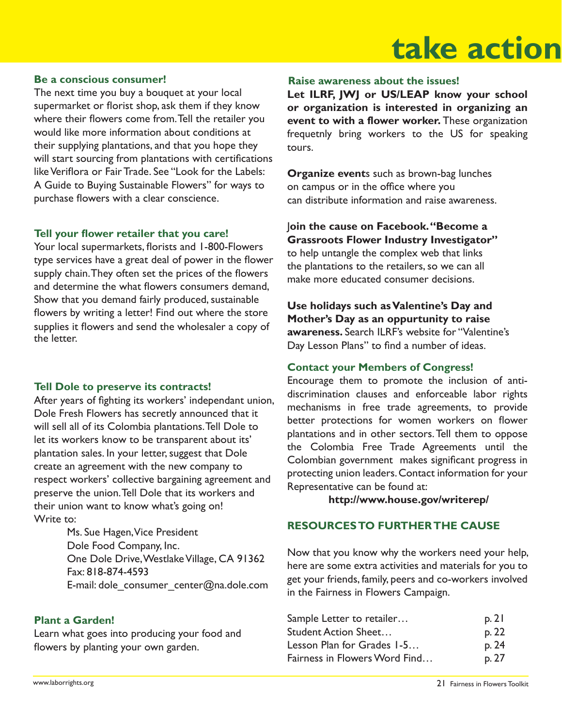# take action

### Be a conscious consumer!

The next time you buy a bouquet at your local supermarket or florist shop, ask them if they know where their flowers come from. Tell the retailer you would like more information about conditions at their supplying plantations, and that you hope they will start sourcing from plantations with certifications like Veriflora or Fair Trade. See "Look for the Labels: A Guide to Buying Sustainable Flowers" for ways to purchase flowers with a clear conscience.

### Tell your flower retailer that you care!

Your local supermarkets, florists and 1-800-Flowers type services have a great deal of power in the flower supply chain. They often set the prices of the flowers and determine the what flowers consumers demand, Show that you demand fairly produced, sustainable flowers by writing a letter! Find out where the store supplies it flowers and send the wholesaler a copy of the letter.

### Tell Dole to preserve its contracts!

After years of fighting its workers' independant union, Dole Fresh Flowers has secretly announced that it will sell all of its Colombia plantations. Tell Dole to let its workers know to be transparent about its' plantation sales. In your letter, suggest that Dole create an agreement with the new company to respect workers' collective bargaining agreement and preserve the union. Tell Dole that its workers and their union want to know what's going on!

Write to:

Ms. Sue Hagen, Vice President
Dole Food Company, Inc.
One Dole Drive, Westlake Village, CA 91362
Fax: 818-874-4593
E-mail: dole_consumer_center@na.dole.com

### Plant a Garden!

Learn what goes into producing your food and flowers by planting your own garden.

### Raise awareness about the issues!

**Let ILRF, JWJ or US/LEAP know your school or organization is interested in organizing an event to with a flower worker.** These organization frequetnly bring workers to the US for speaking tours.

**Organize event**s such as brown-bag lunches on campus or in the office where you can distribute information and raise awareness.

**Join the cause on Facebook. "Become a Grassroots Flower Industry Investigator"** to help untangle the complex web that links the plantations to the retailers, so we can all make more educated consumer decisions.

**Use holidays such as Valentine's Day and Mother's Day as an oppurtunity to raise awareness.** Search ILRF's website for "Valentine's Day Lesson Plans" to find a number of ideas.

### Contact your Members of Congress!

Encourage them to promote the inclusion of anti-discrimination clauses and enforceable labor rights mechanisms in free trade agreements, to provide better protections for women workers on flower plantations and in other sectors. Tell them to oppose the Colombia Free Trade Agreements until the Colombian government makes significant progress in protecting union leaders. Contact information for your Representative can be found at:

**http://www.house.gov/writerep/**

### RESOURCES TO FURTHER THE CAUSE

Now that you know why the workers need your help, here are some extra activities and materials for you to get your friends, family, peers and co-workers involved in the Fairness in Flowers Campaign.

| | |
|---|---|
| Sample Letter to retailer… | p. 21 |
| Student Action Sheet… | p. 22 |
| Lesson Plan for Grades 1-5… | p. 24 |
| Fairness in Flowers Word Find… | p. 27 |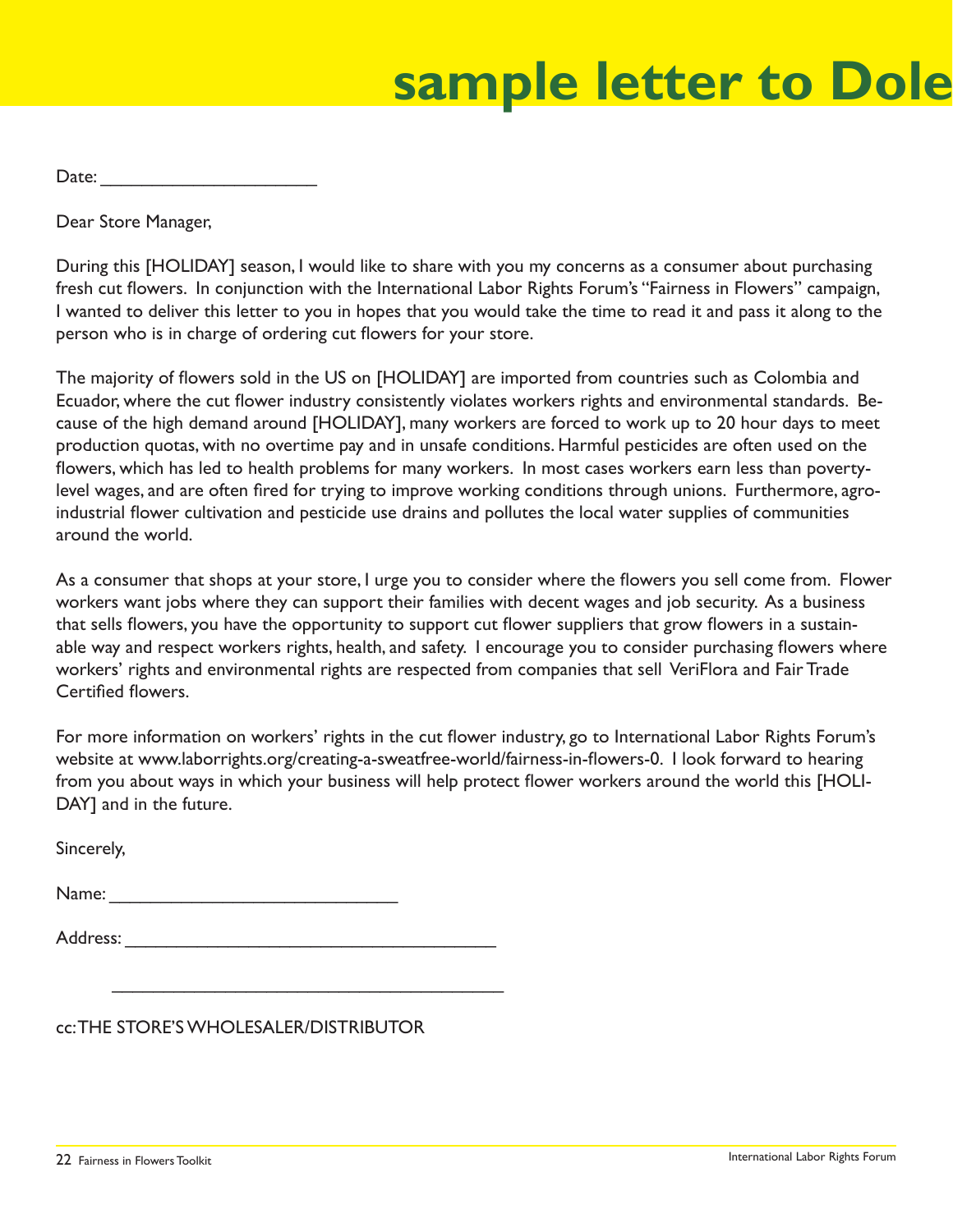# sample letter to Dole

Date: ______________________

Dear Store Manager,

During this [HOLIDAY] season, I would like to share with you my concerns as a consumer about purchasing fresh cut flowers. In conjunction with the International Labor Rights Forum's "Fairness in Flowers" campaign, I wanted to deliver this letter to you in hopes that you would take the time to read it and pass it along to the person who is in charge of ordering cut flowers for your store.

The majority of flowers sold in the US on [HOLIDAY] are imported from countries such as Colombia and Ecuador, where the cut flower industry consistently violates workers rights and environmental standards. Because of the high demand around [HOLIDAY], many workers are forced to work up to 20 hour days to meet production quotas, with no overtime pay and in unsafe conditions. Harmful pesticides are often used on the flowers, which has led to health problems for many workers. In most cases workers earn less than poverty-level wages, and are often fired for trying to improve working conditions through unions. Furthermore, agro-industrial flower cultivation and pesticide use drains and pollutes the local water supplies of communities around the world.

As a consumer that shops at your store, I urge you to consider where the flowers you sell come from. Flower workers want jobs where they can support their families with decent wages and job security. As a business that sells flowers, you have the opportunity to support cut flower suppliers that grow flowers in a sustainable way and respect workers rights, health, and safety. I encourage you to consider purchasing flowers where workers' rights and environmental rights are respected from companies that sell VeriFlora and Fair Trade Certified flowers.

For more information on workers' rights in the cut flower industry, go to International Labor Rights Forum's website at www.laborrights.org/creating-a-sweatfree-world/fairness-in-flowers-0. I look forward to hearing from you about ways in which your business will help protect flower workers around the world this [HOLIDAY] and in the future.

Sincerely,

Name: ____________________________

Address: ____________________________________

____________________________________

cc: THE STORE'S WHOLESALER/DISTRIBUTOR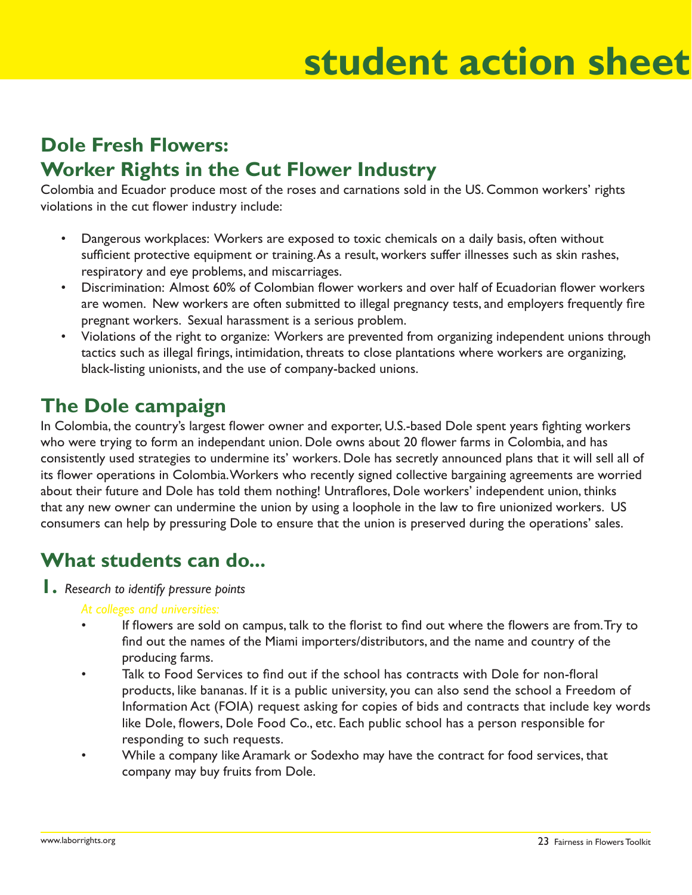# student action sheet

## Dole Fresh Flowers:
## Worker Rights in the Cut Flower Industry

Colombia and Ecuador produce most of the roses and carnations sold in the US. Common workers' rights violations in the cut flower industry include:

- Dangerous workplaces: Workers are exposed to toxic chemicals on a daily basis, often without sufficient protective equipment or training. As a result, workers suffer illnesses such as skin rashes, respiratory and eye problems, and miscarriages.
- Discrimination: Almost 60% of Colombian flower workers and over half of Ecuadorian flower workers are women. New workers are often submitted to illegal pregnancy tests, and employers frequently fire pregnant workers. Sexual harassment is a serious problem.
- Violations of the right to organize: Workers are prevented from organizing independent unions through tactics such as illegal firings, intimidation, threats to close plantations where workers are organizing, black-listing unionists, and the use of company-backed unions.

## The Dole campaign

In Colombia, the country's largest flower owner and exporter, U.S.-based Dole spent years fighting workers who were trying to form an independant union. Dole owns about 20 flower farms in Colombia, and has consistently used strategies to undermine its' workers. Dole has secretly announced plans that it will sell all of its flower operations in Colombia. Workers who recently signed collective bargaining agreements are worried about their future and Dole has told them nothing! Untraflores, Dole workers' independent union, thinks that any new owner can undermine the union by using a loophole in the law to fire unionized workers. US consumers can help by pressuring Dole to ensure that the union is preserved during the operations' sales.

## What students can do...

**1.** *Research to identify pressure points*

*At colleges and universities:*

- If flowers are sold on campus, talk to the florist to find out where the flowers are from. Try to find out the names of the Miami importers/distributors, and the name and country of the producing farms.
- Talk to Food Services to find out if the school has contracts with Dole for non-floral products, like bananas. If it is a public university, you can also send the school a Freedom of Information Act (FOIA) request asking for copies of bids and contracts that include key words like Dole, flowers, Dole Food Co., etc. Each public school has a person responsible for responding to such requests.
- While a company like Aramark or Sodexho may have the contract for food services, that company may buy fruits from Dole.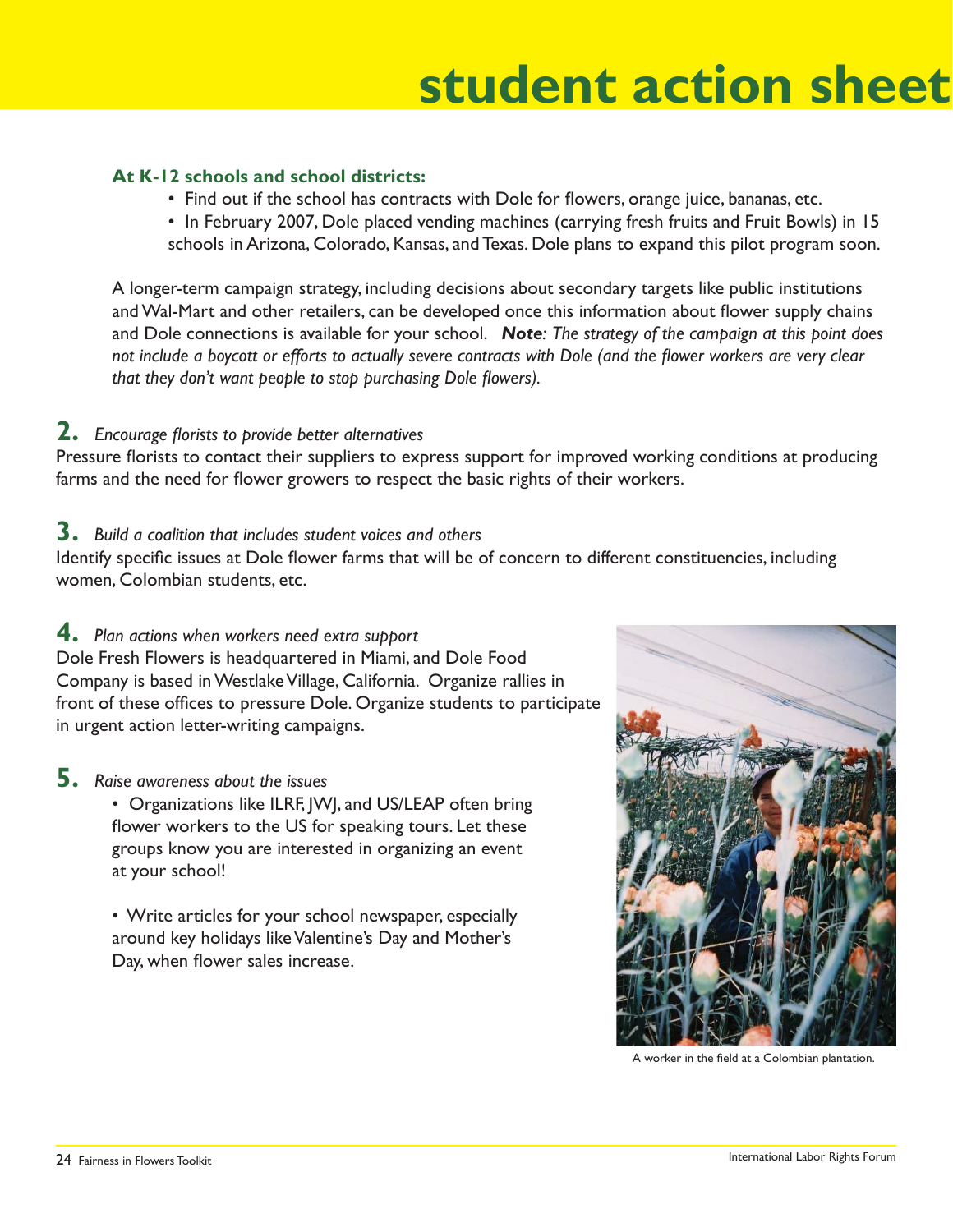# student action sheet

**At K-12 schools and school districts:**

- Find out if the school has contracts with Dole for flowers, orange juice, bananas, etc.
- In February 2007, Dole placed vending machines (carrying fresh fruits and Fruit Bowls) in 15 schools in Arizona, Colorado, Kansas, and Texas. Dole plans to expand this pilot program soon.

A longer-term campaign strategy, including decisions about secondary targets like public institutions and Wal-Mart and other retailers, can be developed once this information about flower supply chains and Dole connections is available for your school. ***Note****: The strategy of the campaign at this point does not include a boycott or efforts to actually severe contracts with Dole (and the flower workers are very clear that they don't want people to stop purchasing Dole flowers).*

**2.** *Encourage florists to provide better alternatives*

Pressure florists to contact their suppliers to express support for improved working conditions at producing farms and the need for flower growers to respect the basic rights of their workers.

**3.** *Build a coalition that includes student voices and others*

Identify specific issues at Dole flower farms that will be of concern to different constituencies, including women, Colombian students, etc.

**4.** *Plan actions when workers need extra support*

Dole Fresh Flowers is headquartered in Miami, and Dole Food Company is based in Westlake Village, California. Organize rallies in front of these offices to pressure Dole. Organize students to participate in urgent action letter-writing campaigns.

**5.** *Raise awareness about the issues*

- Organizations like ILRF, JWJ, and US/LEAP often bring flower workers to the US for speaking tours. Let these groups know you are interested in organizing an event at your school!
- Write articles for your school newspaper, especially around key holidays like Valentine's Day and Mother's Day, when flower sales increase.

A worker in the field at a Colombian plantation.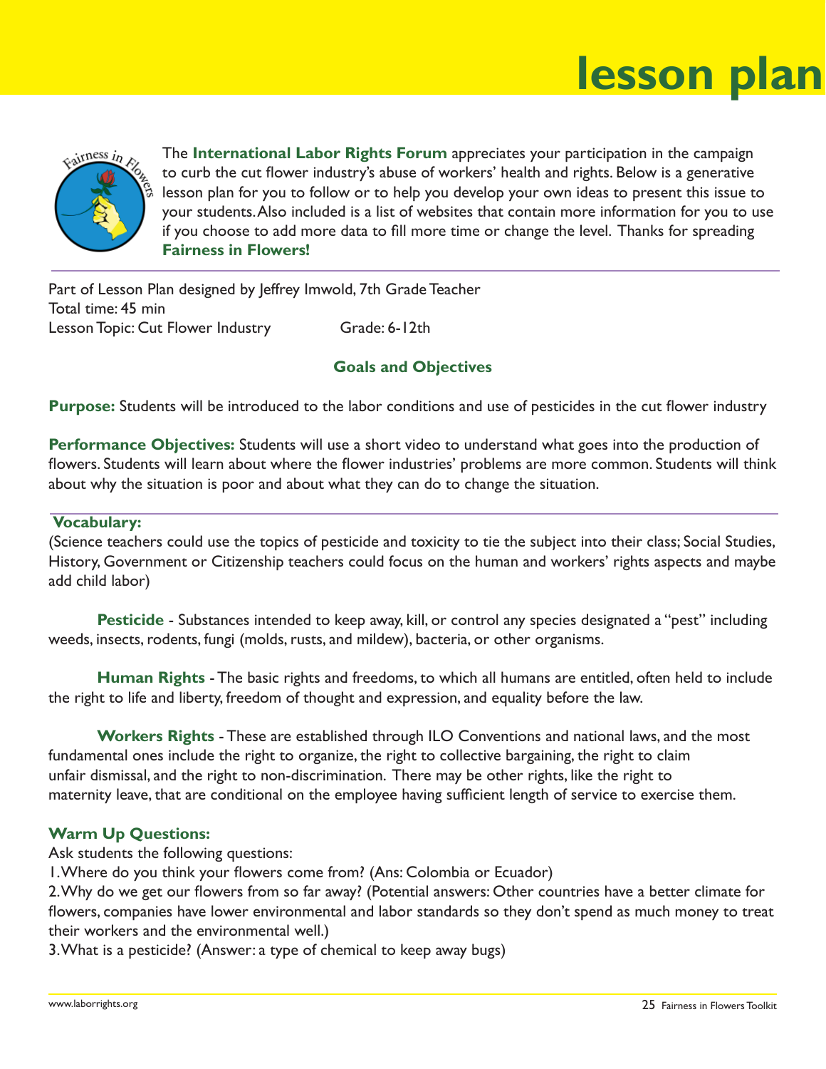# lesson plan

The **International Labor Rights Forum** appreciates your participation in the campaign to curb the cut flower industry's abuse of workers' health and rights. Below is a generative lesson plan for you to follow or to help you develop your own ideas to present this issue to your students. Also included is a list of websites that contain more information for you to use if you choose to add more data to fill more time or change the level. Thanks for spreading **Fairness in Flowers!**

Part of Lesson Plan designed by Jeffrey Imwold, 7th Grade Teacher
Total time: 45 min
Lesson Topic: Cut Flower Industry Grade: 6-12th

## Goals and Objectives

**Purpose:** Students will be introduced to the labor conditions and use of pesticides in the cut flower industry

**Performance Objectives:** Students will use a short video to understand what goes into the production of flowers. Students will learn about where the flower industries' problems are more common. Students will think about why the situation is poor and about what they can do to change the situation.

### Vocabulary:

(Science teachers could use the topics of pesticide and toxicity to tie the subject into their class; Social Studies, History, Government or Citizenship teachers could focus on the human and workers' rights aspects and maybe add child labor)

**Pesticide** - Substances intended to keep away, kill, or control any species designated a "pest" including weeds, insects, rodents, fungi (molds, rusts, and mildew), bacteria, or other organisms.

**Human Rights** - The basic rights and freedoms, to which all humans are entitled, often held to include the right to life and liberty, freedom of thought and expression, and equality before the law.

**Workers Rights** - These are established through ILO Conventions and national laws, and the most fundamental ones include the right to organize, the right to collective bargaining, the right to claim unfair dismissal, and the right to non-discrimination. There may be other rights, like the right to maternity leave, that are conditional on the employee having sufficient length of service to exercise them.

### Warm Up Questions:

Ask students the following questions:

1. Where do you think your flowers come from? (Ans: Colombia or Ecuador)
2. Why do we get our flowers from so far away? (Potential answers: Other countries have a better climate for flowers, companies have lower environmental and labor standards so they don't spend as much money to treat their workers and the environmental well.)
3. What is a pesticide? (Answer: a type of chemical to keep away bugs)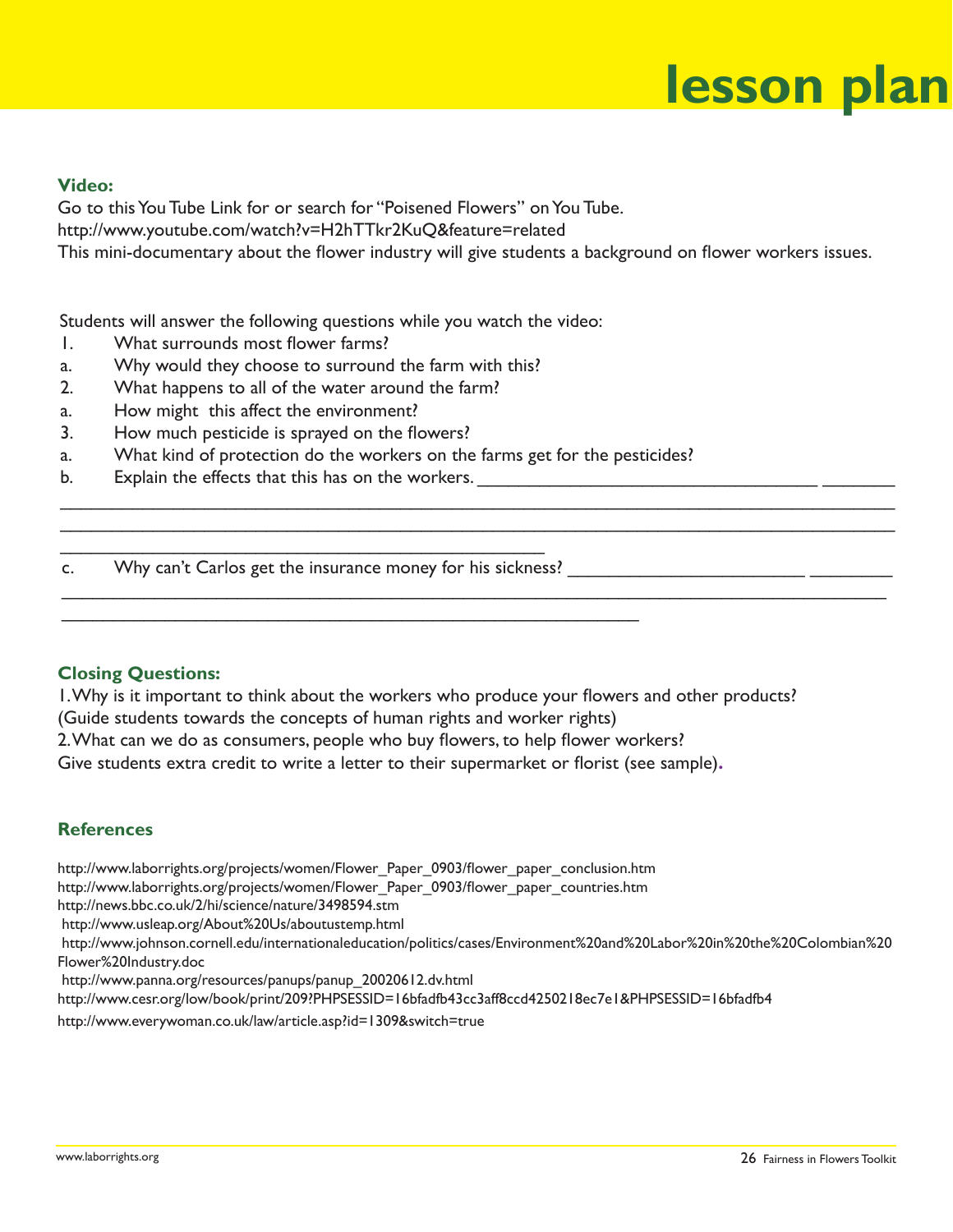# lesson plan

**Video:**

Go to this You Tube Link for or search for "Poisened Flowers" on You Tube.
http://www.youtube.com/watch?v=H2hTTkr2KuQ&feature=related
This mini-documentary about the flower industry will give students a background on flower workers issues.

Students will answer the following questions while you watch the video:

1. What surrounds most flower farms?
   a. Why would they choose to surround the farm with this?
2. What happens to all of the water around the farm?
   a. How might this affect the environment?
3. How much pesticide is sprayed on the flowers?
   a. What kind of protection do the workers on the farms get for the pesticides?
   b. Explain the effects that this has on the workers. ___________________________________ _______
   ____________________________________________________________________________________
   ____________________________________________________________________________________
   __________________________________________________
   c. Why can't Carlos get the insurance money for his sickness? ________________________ ________
   ____________________________________________________________________________________
   ___________________________________________________________

**Closing Questions:**

1. Why is it important to think about the workers who produce your flowers and other products? (Guide students towards the concepts of human rights and worker rights)
2. What can we do as consumers, people who buy flowers, to help flower workers?

Give students extra credit to write a letter to their supermarket or florist (see sample).

**References**

http://www.laborrights.org/projects/women/Flower_Paper_0903/flower_paper_conclusion.htm
http://www.laborrights.org/projects/women/Flower_Paper_0903/flower_paper_countries.htm
http://news.bbc.co.uk/2/hi/science/nature/3498594.stm
http://www.usleap.org/About%20Us/aboutustemp.html
http://www.johnson.cornell.edu/internationaleducation/politics/cases/Environment%20and%20Labor%20in%20the%20Colombian%20Flower%20Industry.doc
http://www.panna.org/resources/panups/panup_20020612.dv.html
http://www.cesr.org/low/book/print/209?PHPSESSID=16bfadfb43cc3aff8ccd4250218ec7e1&PHPSESSID=16bfadfb4
http://www.everywoman.co.uk/law/article.asp?id=1309&switch=true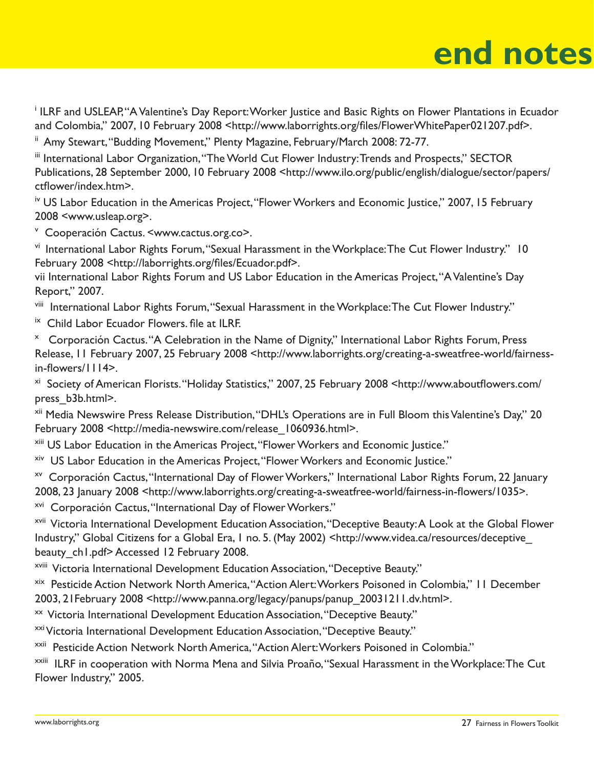# end notes

[i] ILRF and USLEAP, "A Valentine's Day Report: Worker Justice and Basic Rights on Flower Plantations in Ecuador and Colombia," 2007, 10 February 2008 <http://www.laborrights.org/files/FlowerWhitePaper021207.pdf>.

[ii] Amy Stewart, "Budding Movement," Plenty Magazine, February/March 2008: 72-77.

[iii] International Labor Organization, "The World Cut Flower Industry: Trends and Prospects," SECTOR Publications, 28 September 2000, 10 February 2008 <http://www.ilo.org/public/english/dialogue/sector/papers/ctflower/index.htm>.

[iv] US Labor Education in the Americas Project, "Flower Workers and Economic Justice," 2007, 15 February 2008 <www.usleap.org>.

[v] Cooperación Cactus. <www.cactus.org.co>.

[vi] International Labor Rights Forum, "Sexual Harassment in the Workplace: The Cut Flower Industry." 10 February 2008 <http://laborrights.org/files/Ecuador.pdf>.

vii International Labor Rights Forum and US Labor Education in the Americas Project, "A Valentine's Day Report," 2007.

[viii] International Labor Rights Forum, "Sexual Harassment in the Workplace: The Cut Flower Industry."

[ix] Child Labor Ecuador Flowers. file at ILRF.

[x] Corporación Cactus. "A Celebration in the Name of Dignity," International Labor Rights Forum, Press Release, 11 February 2007, 25 February 2008 <http://www.laborrights.org/creating-a-sweatfree-world/fairness-in-flowers/1114>.

[xi] Society of American Florists. "Holiday Statistics," 2007, 25 February 2008 <http://www.aboutflowers.com/press_b3b.html>.

[xii] Media Newswire Press Release Distribution, "DHL's Operations are in Full Bloom this Valentine's Day," 20 February 2008 <http://media-newswire.com/release_1060936.html>.

[xiii] US Labor Education in the Americas Project, "Flower Workers and Economic Justice."

[xiv] US Labor Education in the Americas Project, "Flower Workers and Economic Justice."

[xv] Corporación Cactus, "International Day of Flower Workers," International Labor Rights Forum, 22 January 2008, 23 January 2008 <http://www.laborrights.org/creating-a-sweatfree-world/fairness-in-flowers/1035>.

[xvi] Corporación Cactus, "International Day of Flower Workers."

[xvii] Victoria International Development Education Association, "Deceptive Beauty: A Look at the Global Flower Industry," Global Citizens for a Global Era, 1 no. 5. (May 2002) <http://www.videa.ca/resources/deceptive_beauty_ch1.pdf> Accessed 12 February 2008.

[xviii] Victoria International Development Education Association, "Deceptive Beauty."

[xix] Pesticide Action Network North America, "Action Alert: Workers Poisoned in Colombia," 11 December 2003, 21February 2008 <http://www.panna.org/legacy/panups/panup_20031211.dv.html>.

[xx] Victoria International Development Education Association, "Deceptive Beauty."

[xxi] Victoria International Development Education Association, "Deceptive Beauty."

[xxii] Pesticide Action Network North America, "Action Alert: Workers Poisoned in Colombia."

[xxiii] ILRF in cooperation with Norma Mena and Silvia Proaño, "Sexual Harassment in the Workplace: The Cut Flower Industry," 2005.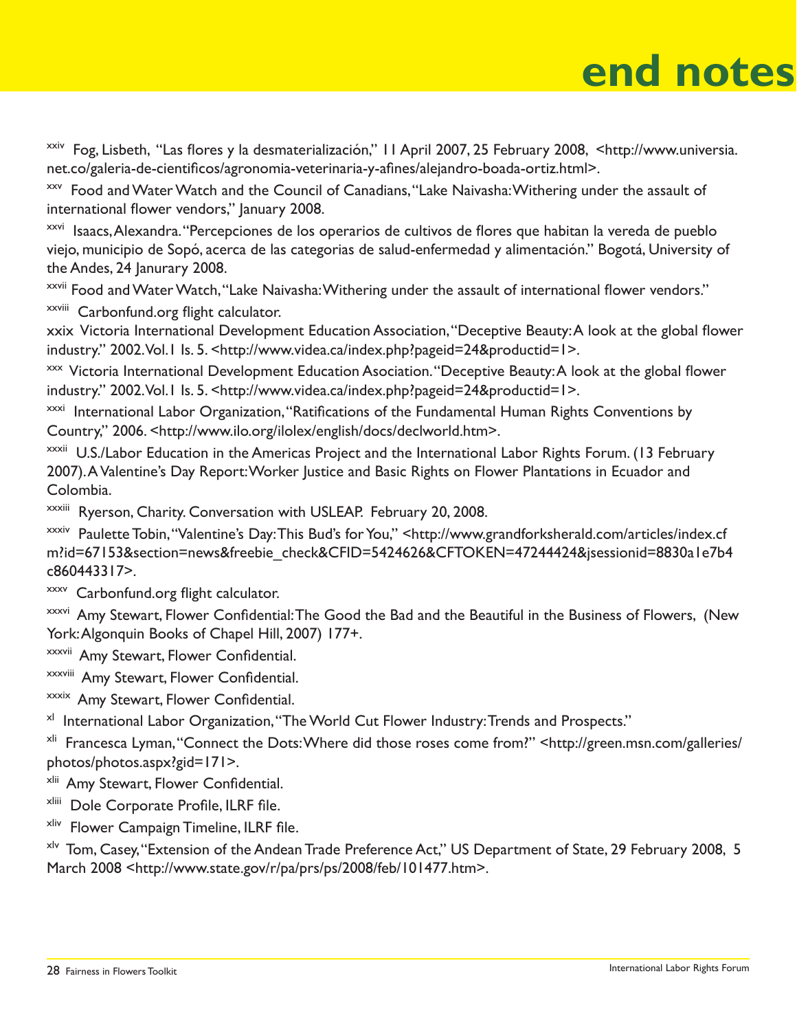# end notes

[xxiv] Fog, Lisbeth, "Las flores y la desmaterialización," 11 April 2007, 25 February 2008, <http://www.universia.net.co/galeria-de-cientificos/agronomia-veterinaria-y-afines/alejandro-boada-ortiz.html>.

[xxv] Food and Water Watch and the Council of Canadians, "Lake Naivasha: Withering under the assault of international flower vendors," January 2008.

[xxvi] Isaacs, Alexandra. "Percepciones de los operarios de cultivos de flores que habitan la vereda de pueblo viejo, municipio de Sopó, acerca de las categorias de salud-enfermedad y alimentación." Bogotá, University of the Andes, 24 Janurary 2008.

[xxvii] Food and Water Watch, "Lake Naivasha: Withering under the assault of international flower vendors."

[xxviii] Carbonfund.org flight calculator.

xxix Victoria International Development Education Association, "Deceptive Beauty: A look at the global flower industry." 2002. Vol.1 Is. 5. <http://www.videa.ca/index.php?pageid=24&productid=1>.

[xxx] Victoria International Development Education Asociation. "Deceptive Beauty: A look at the global flower industry." 2002. Vol.1 Is. 5. <http://www.videa.ca/index.php?pageid=24&productid=1>.

[xxxi] International Labor Organization, "Ratifications of the Fundamental Human Rights Conventions by Country," 2006. <http://www.ilo.org/ilolex/english/docs/declworld.htm>.

[xxxii] U.S./Labor Education in the Americas Project and the International Labor Rights Forum. (13 February 2007). A Valentine's Day Report: Worker Justice and Basic Rights on Flower Plantations in Ecuador and Colombia.

[xxxiii] Ryerson, Charity. Conversation with USLEAP. February 20, 2008.

[xxxiv] Paulette Tobin, "Valentine's Day: This Bud's for You," <http://www.grandforksherald.com/articles/index.cfm?id=67153&section=news&freebie_check&CFID=5424626&CFTOKEN=47244244&jsessionid=8830a1e7b4c860443317>.

[xxxv] Carbonfund.org flight calculator.

[xxxvi] Amy Stewart, Flower Confidential: The Good the Bad and the Beautiful in the Business of Flowers, (New York: Algonquin Books of Chapel Hill, 2007) 177+.

[xxxvii] Amy Stewart, Flower Confidential.

[xxxviii] Amy Stewart, Flower Confidential.

[xxxix] Amy Stewart, Flower Confidential.

[xl] International Labor Organization, "The World Cut Flower Industry: Trends and Prospects."

[xli] Francesca Lyman, "Connect the Dots: Where did those roses come from?" <http://green.msn.com/galleries/photos/photos.aspx?gid=171>.

[xlii] Amy Stewart, Flower Confidential.

[xliii] Dole Corporate Profile, ILRF file.

[xliv] Flower Campaign Timeline, ILRF file.

[xlv] Tom, Casey, "Extension of the Andean Trade Preference Act," US Department of State, 29 February 2008, 5 March 2008 <http://www.state.gov/r/pa/prs/ps/2008/feb/101477.htm>.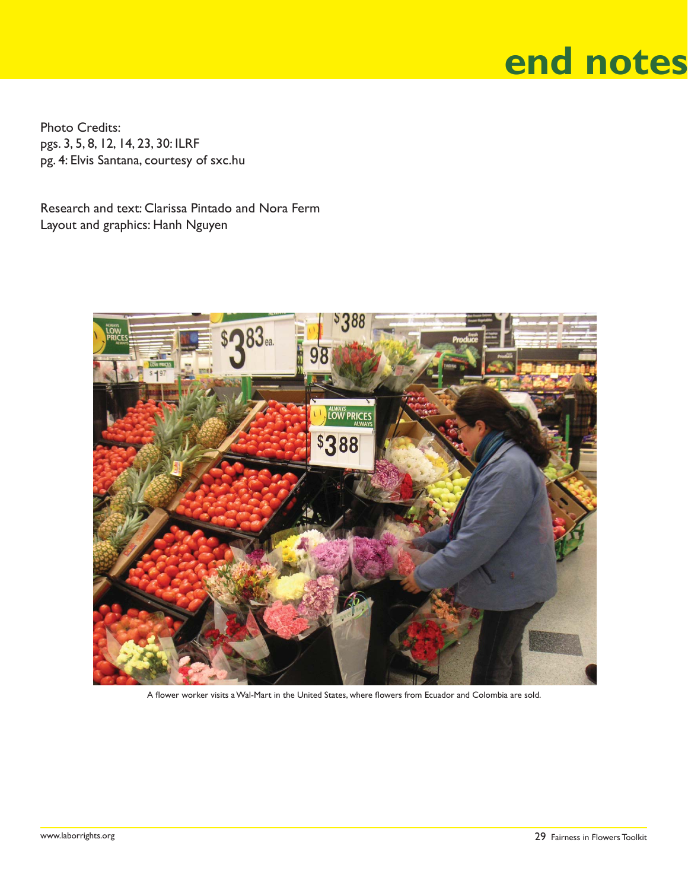# end notes

Photo Credits:
pgs. 3, 5, 8, 12, 14, 23, 30: ILRF
pg. 4: Elvis Santana, courtesy of sxc.hu

Research and text: Clarissa Pintado and Nora Ferm
Layout and graphics: Hanh Nguyen

A flower worker visits a Wal-Mart in the United States, where flowers from Ecuador and Colombia are sold.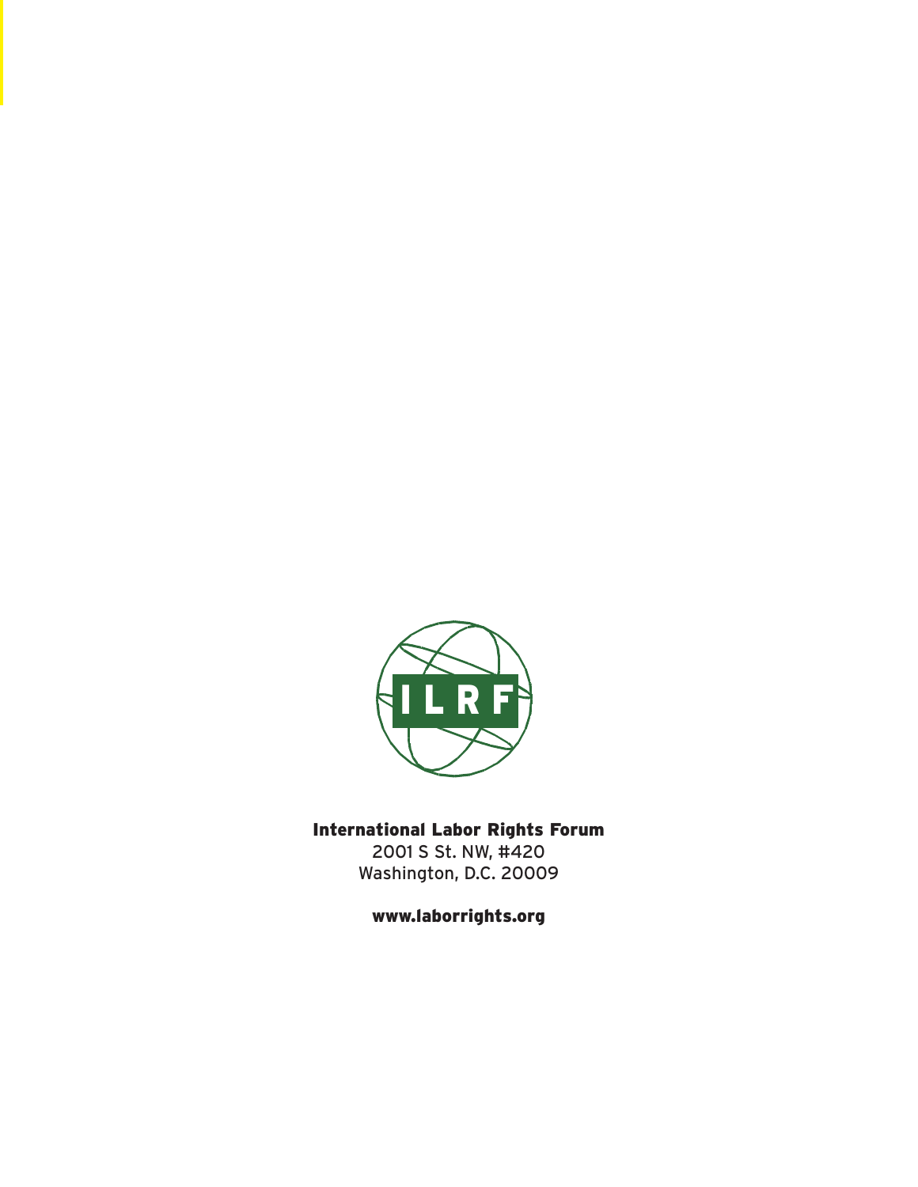ILRF

**International Labor Rights Forum**
2001 S St. NW, #420
Washington, D.C. 20009

**www.laborrights.org**